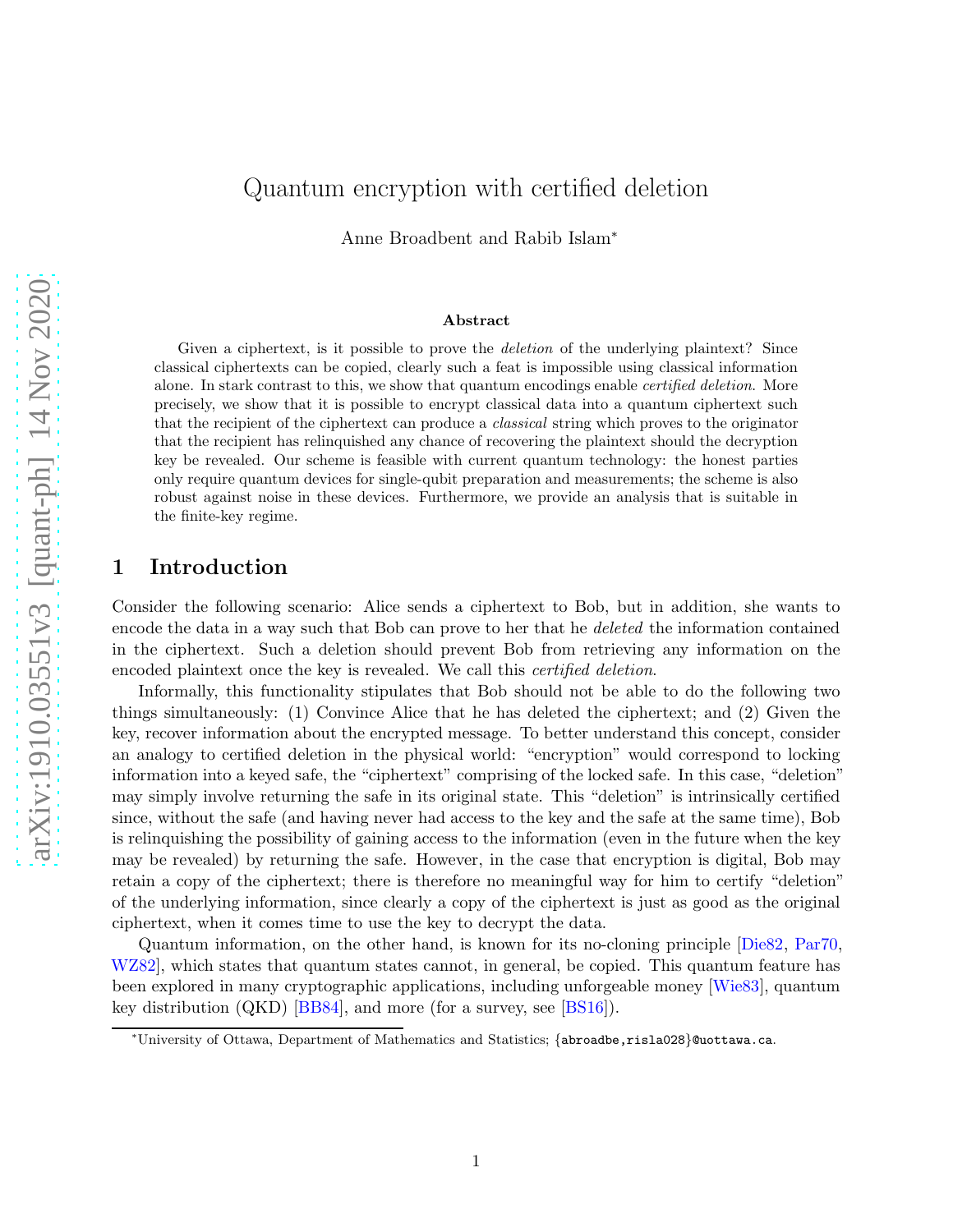# Quantum encryption with certified deletion

Anne Broadbent and Rabib Islam*

### Abstract

Given a ciphertext, is it possible to prove the *deletion* of the underlying plaintext? Since classical ciphertexts can be copied, clearly such a feat is impossible using classical information alone. In stark contrast to this, we show that quantum encodings enable *certified deletion*. More precisely, we show that it is possible to encrypt classical data into a quantum ciphertext such that the recipient of the ciphertext can produce a *classical* string which proves to the originator that the recipient has relinquished any chance of recovering the plaintext should the decryption key be revealed. Our scheme is feasible with current quantum technology: the honest parties only require quantum devices for single-qubit preparation and measurements; the scheme is also robust against noise in these devices. Furthermore, we provide an analysis that is suitable in the finite-key regime.

## 1 Introduction

Consider the following scenario: Alice sends a ciphertext to Bob, but in addition, she wants to encode the data in a way such that Bob can prove to her that he *deleted* the information contained in the ciphertext. Such a deletion should prevent Bob from retrieving any information on the encoded plaintext once the key is revealed. We call this *certified deletion*.

Informally, this functionality stipulates that Bob should not be able to do the following two things simultaneously: (1) Convince Alice that he has deleted the ciphertext; and (2) Given the key, recover information about the encrypted message. To better understand this concept, consider an analogy to certified deletion in the physical world: "encryption" would correspond to locking information into a keyed safe, the "ciphertext" comprising of the locked safe. In this case, "deletion" may simply involve returning the safe in its original state. This "deletion" is intrinsically certified since, without the safe (and having never had access to the key and the safe at the same time), Bob is relinquishing the possibility of gaining access to the information (even in the future when the key may be revealed) by returning the safe. However, in the case that encryption is digital, Bob may retain a copy of the ciphertext; there is therefore no meaningful way for him to certify "deletion" of the underlying information, since clearly a copy of the ciphertext is just as good as the original ciphertext, when it comes time to use the key to decrypt the data.

Quantum information, on the other hand, is known for its no-cloning principle [Die82, Par70, WZ82], which states that quantum states cannot, in general, be copied. This quantum feature has been explored in many cryptographic applications, including unforgeable money [Wie83], quantum key distribution (QKD) [BB84], and more (for a survey, see [BS16]).

*University of Ottawa, Department of Mathematics and Statistics; {abroadbe,risla028}@uottawa.ca.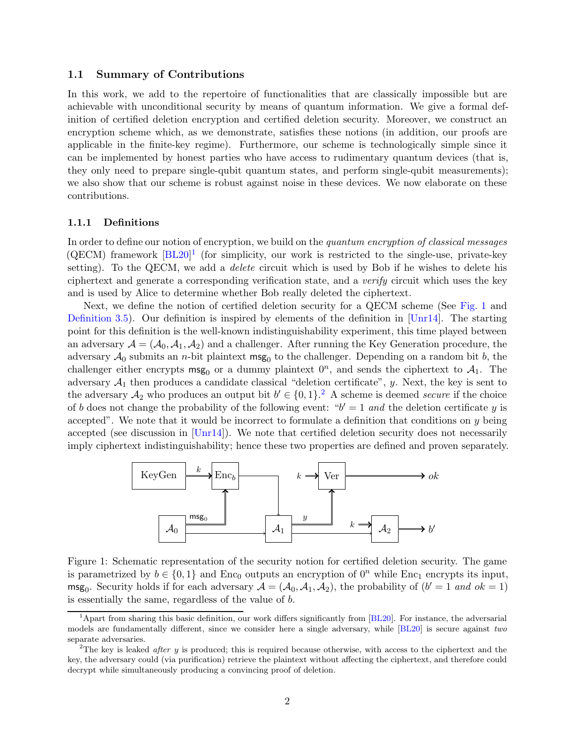### 1.1 Summary of Contributions

In this work, we add to the repertoire of functionalities that are classically impossible but are achievable with unconditional security by means of quantum information. We give a formal definition of certified deletion encryption and certified deletion security. Moreover, we construct an encryption scheme which, as we demonstrate, satisfies these notions (in addition, our proofs are applicable in the finite-key regime). Furthermore, our scheme is technologically simple since it can be implemented by honest parties who have access to rudimentary quantum devices (that is, they only need to prepare single-qubit quantum states, and perform single-qubit measurements); we also show that our scheme is robust against noise in these devices. We now elaborate on these contributions.

#### 1.1.1 Definitions

In order to define our notion of encryption, we build on the *quantum encryption of classical messages* (QECM) framework [BL20][1] (for simplicity, our work is restricted to the single-use, private-key setting). To the QECM, we add a *delete* circuit which is used by Bob if he wishes to delete his ciphertext and generate a corresponding verification state, and a *verify* circuit which uses the key and is used by Alice to determine whether Bob really deleted the ciphertext.

Next, we define the notion of certified deletion security for a QECM scheme (See Fig. 1 and Definition 3.5). Our definition is inspired by elements of the definition in [Unr14]. The starting point for this definition is the well-known indistinguishability experiment, this time played between an adversary $\mathcal{A} = (\mathcal{A}_0, \mathcal{A}_1, \mathcal{A}_2)$ and a challenger. After running the Key Generation procedure, the adversary $\mathcal{A}_0$ submits an $n$-bit plaintext $\mathsf{msg}_0$ to the challenger. Depending on a random bit $b$, the challenger either encrypts $\mathsf{msg}_0$ or a dummy plaintext $0^n$, and sends the ciphertext to $\mathcal{A}_1$. The adversary $\mathcal{A}_1$ then produces a candidate classical "deletion certificate", $y$. Next, the key is sent to the adversary $\mathcal{A}_2$ who produces an output bit $b' \in \{0,1\}$.[2] A scheme is deemed *secure* if the choice of $b$ does not change the probability of the following event: "$b' = 1$ *and* the deletion certificate $y$ is accepted". We note that it would be incorrect to formulate a definition that conditions on $y$ being accepted (see discussion in [Unr14]). We note that certified deletion security does not necessarily imply ciphertext indistinguishability; hence these two properties are defined and proven separately.

Figure 1: Schematic representation of the security notion for certified deletion security. The game is parametrized by $b \in \{0,1\}$ and $\mathrm{Enc}_0$ outputs an encryption of $0^n$ while $\mathrm{Enc}_1$ encrypts its input, $\mathsf{msg}_0$. Security holds if for each adversary $\mathcal{A} = (\mathcal{A}_0, \mathcal{A}_1, \mathcal{A}_2)$, the probability of ($b' = 1$ *and* $ok = 1$) is essentially the same, regardless of the value of $b$.

[1] Apart from sharing this basic definition, our work differs significantly from [BL20]. For instance, the adversarial models are fundamentally different, since we consider here a single adversary, while [BL20] is secure against *two* separate adversaries.

[2] The key is leaked *after* $y$ is produced; this is required because otherwise, with access to the ciphertext and the key, the adversary could (via purification) retrieve the plaintext without affecting the ciphertext, and therefore could decrypt while simultaneously producing a convincing proof of deletion.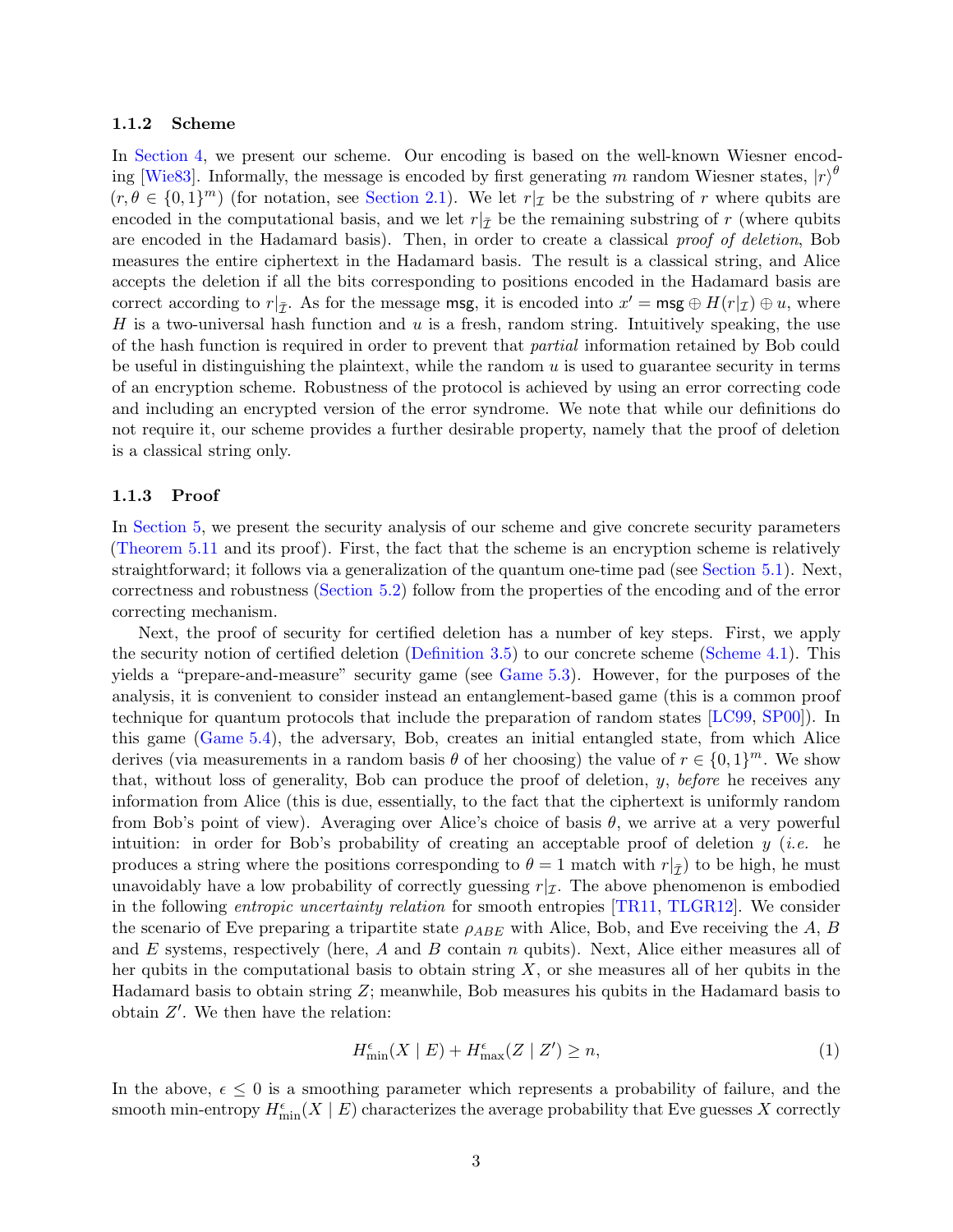### 1.1.2 Scheme

In Section 4, we present our scheme. Our encoding is based on the well-known Wiesner encoding [Wie83]. Informally, the message is encoded by first generating $m$ random Wiesner states, $|r\rangle^\theta$ ($r, \theta \in \{0,1\}^m$) (for notation, see Section 2.1). We let $r|_\mathcal{I}$ be the substring of $r$ where qubits are encoded in the computational basis, and we let $r|_{\bar{\mathcal{I}}}$ be the remaining substring of $r$ (where qubits are encoded in the Hadamard basis). Then, in order to create a classical *proof of deletion*, Bob measures the entire ciphertext in the Hadamard basis. The result is a classical string, and Alice accepts the deletion if all the bits corresponding to positions encoded in the Hadamard basis are correct according to $r|_{\bar{\mathcal{I}}}$. As for the message $\mathsf{msg}$, it is encoded into $x' = \mathsf{msg} \oplus H(r|_\mathcal{I}) \oplus u$, where $H$ is a two-universal hash function and $u$ is a fresh, random string. Intuitively speaking, the use of the hash function is required in order to prevent that *partial* information retained by Bob could be useful in distinguishing the plaintext, while the random $u$ is used to guarantee security in terms of an encryption scheme. Robustness of the protocol is achieved by using an error correcting code and including an encrypted version of the error syndrome. We note that while our definitions do not require it, our scheme provides a further desirable property, namely that the proof of deletion is a classical string only.

### 1.1.3 Proof

In Section 5, we present the security analysis of our scheme and give concrete security parameters (Theorem 5.11 and its proof). First, the fact that the scheme is an encryption scheme is relatively straightforward; it follows via a generalization of the quantum one-time pad (see Section 5.1). Next, correctness and robustness (Section 5.2) follow from the properties of the encoding and of the error correcting mechanism.

Next, the proof of security for certified deletion has a number of key steps. First, we apply the security notion of certified deletion (Definition 3.5) to our concrete scheme (Scheme 4.1). This yields a "prepare-and-measure" security game (see Game 5.3). However, for the purposes of the analysis, it is convenient to consider instead an entanglement-based game (this is a common proof technique for quantum protocols that include the preparation of random states [LC99, SP00]). In this game (Game 5.4), the adversary, Bob, creates an initial entangled state, from which Alice derives (via measurements in a random basis $\theta$ of her choosing) the value of $r \in \{0,1\}^m$. We show that, without loss of generality, Bob can produce the proof of deletion, $y$, *before* he receives any information from Alice (this is due, essentially, to the fact that the ciphertext is uniformly random from Bob's point of view). Averaging over Alice's choice of basis $\theta$, we arrive at a very powerful intuition: in order for Bob's probability of creating an acceptable proof of deletion $y$ (*i.e.* he produces a string where the positions corresponding to $\theta = 1$ match with $r|_{\bar{\mathcal{I}}}$) to be high, he must unavoidably have a low probability of correctly guessing $r|_\mathcal{I}$. The above phenomenon is embodied in the following *entropic uncertainty relation* for smooth entropies [TR11, TLGR12]. We consider the scenario of Eve preparing a tripartite state $\rho_{ABE}$ with Alice, Bob, and Eve receiving the $A$, $B$ and $E$ systems, respectively (here, $A$ and $B$ contain $n$ qubits). Next, Alice either measures all of her qubits in the computational basis to obtain string $X$, or she measures all of her qubits in the Hadamard basis to obtain string $Z$; meanwhile, Bob measures his qubits in the Hadamard basis to obtain $Z'$. We then have the relation:

$$H^\epsilon_{\min}(X \mid E) + H^\epsilon_{\max}(Z \mid Z') \geq n, \tag{1}$$

In the above, $\epsilon \leq 0$ is a smoothing parameter which represents a probability of failure, and the smooth min-entropy $H^\epsilon_{\min}(X \mid E)$ characterizes the average probability that Eve guesses $X$ correctly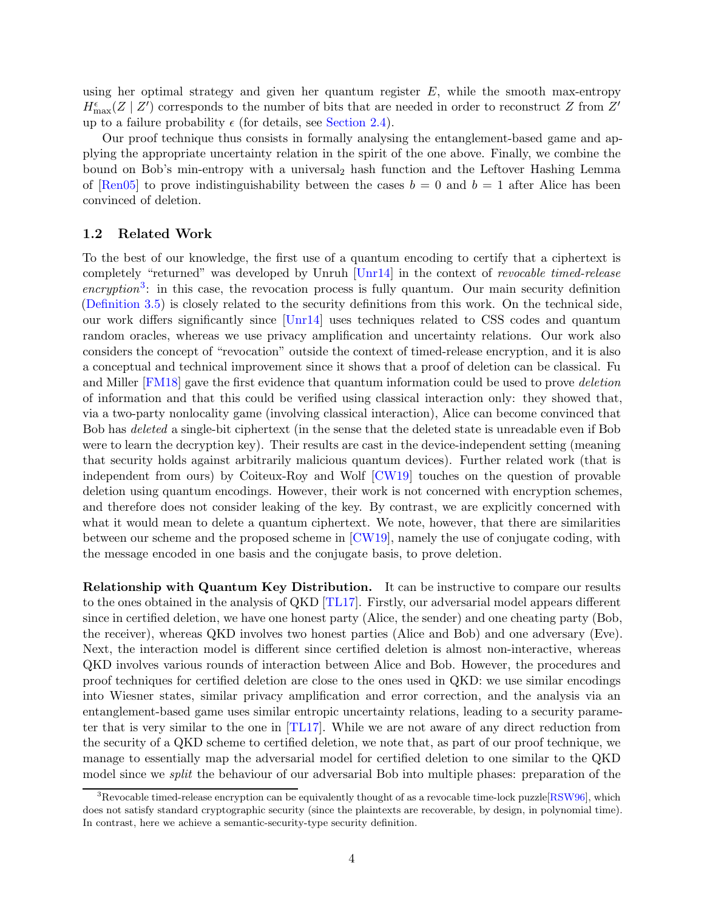using her optimal strategy and given her quantum register $E$, while the smooth max-entropy $H^{\epsilon}_{\max}(Z \mid Z')$ corresponds to the number of bits that are needed in order to reconstruct $Z$ from $Z'$ up to a failure probability $\epsilon$ (for details, see Section 2.4).

Our proof technique thus consists in formally analysing the entanglement-based game and applying the appropriate uncertainty relation in the spirit of the one above. Finally, we combine the bound on Bob's min-entropy with a universal$_2$ hash function and the Leftover Hashing Lemma of [Ren05] to prove indistinguishability between the cases $b = 0$ and $b = 1$ after Alice has been convinced of deletion.

## 1.2 Related Work

To the best of our knowledge, the first use of a quantum encoding to certify that a ciphertext is completely "returned" was developed by Unruh [Unr14] in the context of *revocable timed-release encryption*[3]: in this case, the revocation process is fully quantum. Our main security definition (Definition 3.5) is closely related to the security definitions from this work. On the technical side, our work differs significantly since [Unr14] uses techniques related to CSS codes and quantum random oracles, whereas we use privacy amplification and uncertainty relations. Our work also considers the concept of "revocation" outside the context of timed-release encryption, and it is also a conceptual and technical improvement since it shows that a proof of deletion can be classical. Fu and Miller [FM18] gave the first evidence that quantum information could be used to prove *deletion* of information and that this could be verified using classical interaction only: they showed that, via a two-party nonlocality game (involving classical interaction), Alice can become convinced that Bob has *deleted* a single-bit ciphertext (in the sense that the deleted state is unreadable even if Bob were to learn the decryption key). Their results are cast in the device-independent setting (meaning that security holds against arbitrarily malicious quantum devices). Further related work (that is independent from ours) by Coiteux-Roy and Wolf [CW19] touches on the question of provable deletion using quantum encodings. However, their work is not concerned with encryption schemes, and therefore does not consider leaking of the key. By contrast, we are explicitly concerned with what it would mean to delete a quantum ciphertext. We note, however, that there are similarities between our scheme and the proposed scheme in [CW19], namely the use of conjugate coding, with the message encoded in one basis and the conjugate basis, to prove deletion.

**Relationship with Quantum Key Distribution.** It can be instructive to compare our results to the ones obtained in the analysis of QKD [TL17]. Firstly, our adversarial model appears different since in certified deletion, we have one honest party (Alice, the sender) and one cheating party (Bob, the receiver), whereas QKD involves two honest parties (Alice and Bob) and one adversary (Eve). Next, the interaction model is different since certified deletion is almost non-interactive, whereas QKD involves various rounds of interaction between Alice and Bob. However, the procedures and proof techniques for certified deletion are close to the ones used in QKD: we use similar encodings into Wiesner states, similar privacy amplification and error correction, and the analysis via an entanglement-based game uses similar entropic uncertainty relations, leading to a security parameter that is very similar to the one in [TL17]. While we are not aware of any direct reduction from the security of a QKD scheme to certified deletion, we note that, as part of our proof technique, we manage to essentially map the adversarial model for certified deletion to one similar to the QKD model since we *split* the behaviour of our adversarial Bob into multiple phases: preparation of the

[3] Revocable timed-release encryption can be equivalently thought of as a revocable time-lock puzzle[RSW96], which does not satisfy standard cryptographic security (since the plaintexts are recoverable, by design, in polynomial time). In contrast, here we achieve a semantic-security-type security definition.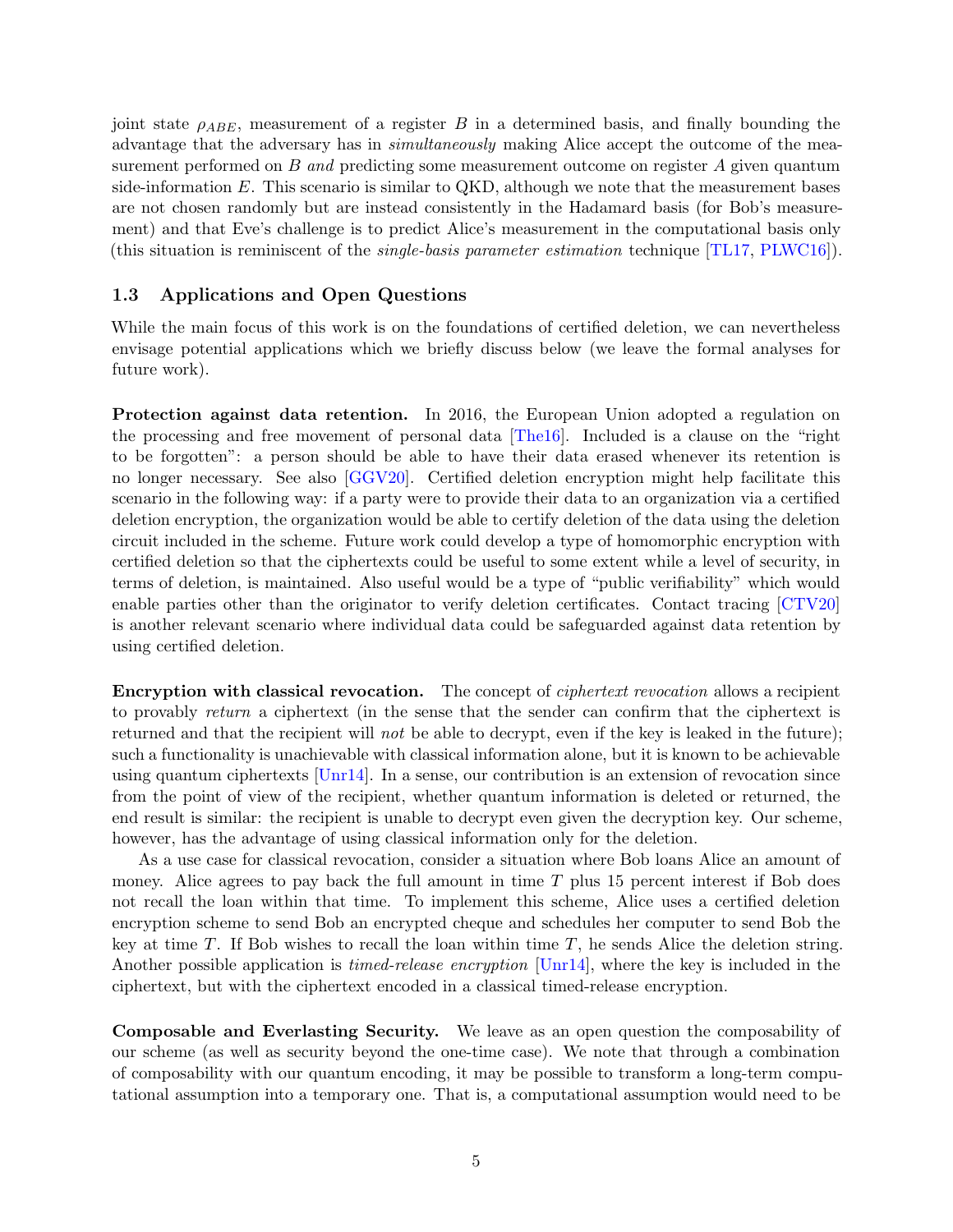joint state $\rho_{ABE}$, measurement of a register $B$ in a determined basis, and finally bounding the advantage that the adversary has in *simultaneously* making Alice accept the outcome of the measurement performed on $B$ *and* predicting some measurement outcome on register $A$ given quantum side-information $E$. This scenario is similar to QKD, although we note that the measurement bases are not chosen randomly but are instead consistently in the Hadamard basis (for Bob's measurement) and that Eve's challenge is to predict Alice's measurement in the computational basis only (this situation is reminiscent of the *single-basis parameter estimation* technique [TL17, PLWC16]).

### 1.3 Applications and Open Questions

While the main focus of this work is on the foundations of certified deletion, we can nevertheless envisage potential applications which we briefly discuss below (we leave the formal analyses for future work).

**Protection against data retention.** In 2016, the European Union adopted a regulation on the processing and free movement of personal data [The16]. Included is a clause on the "right to be forgotten": a person should be able to have their data erased whenever its retention is no longer necessary. See also [GGV20]. Certified deletion encryption might help facilitate this scenario in the following way: if a party were to provide their data to an organization via a certified deletion encryption, the organization would be able to certify deletion of the data using the deletion circuit included in the scheme. Future work could develop a type of homomorphic encryption with certified deletion so that the ciphertexts could be useful to some extent while a level of security, in terms of deletion, is maintained. Also useful would be a type of "public verifiability" which would enable parties other than the originator to verify deletion certificates. Contact tracing [CTV20] is another relevant scenario where individual data could be safeguarded against data retention by using certified deletion.

**Encryption with classical revocation.** The concept of *ciphertext revocation* allows a recipient to provably *return* a ciphertext (in the sense that the sender can confirm that the ciphertext is returned and that the recipient will *not* be able to decrypt, even if the key is leaked in the future); such a functionality is unachievable with classical information alone, but it is known to be achievable using quantum ciphertexts [Unr14]. In a sense, our contribution is an extension of revocation since from the point of view of the recipient, whether quantum information is deleted or returned, the end result is similar: the recipient is unable to decrypt even given the decryption key. Our scheme, however, has the advantage of using classical information only for the deletion.

As a use case for classical revocation, consider a situation where Bob loans Alice an amount of money. Alice agrees to pay back the full amount in time $T$ plus 15 percent interest if Bob does not recall the loan within that time. To implement this scheme, Alice uses a certified deletion encryption scheme to send Bob an encrypted cheque and schedules her computer to send Bob the key at time $T$. If Bob wishes to recall the loan within time $T$, he sends Alice the deletion string. Another possible application is *timed-release encryption* [Unr14], where the key is included in the ciphertext, but with the ciphertext encoded in a classical timed-release encryption.

**Composable and Everlasting Security.** We leave as an open question the composability of our scheme (as well as security beyond the one-time case). We note that through a combination of composability with our quantum encoding, it may be possible to transform a long-term computational assumption into a temporary one. That is, a computational assumption would need to be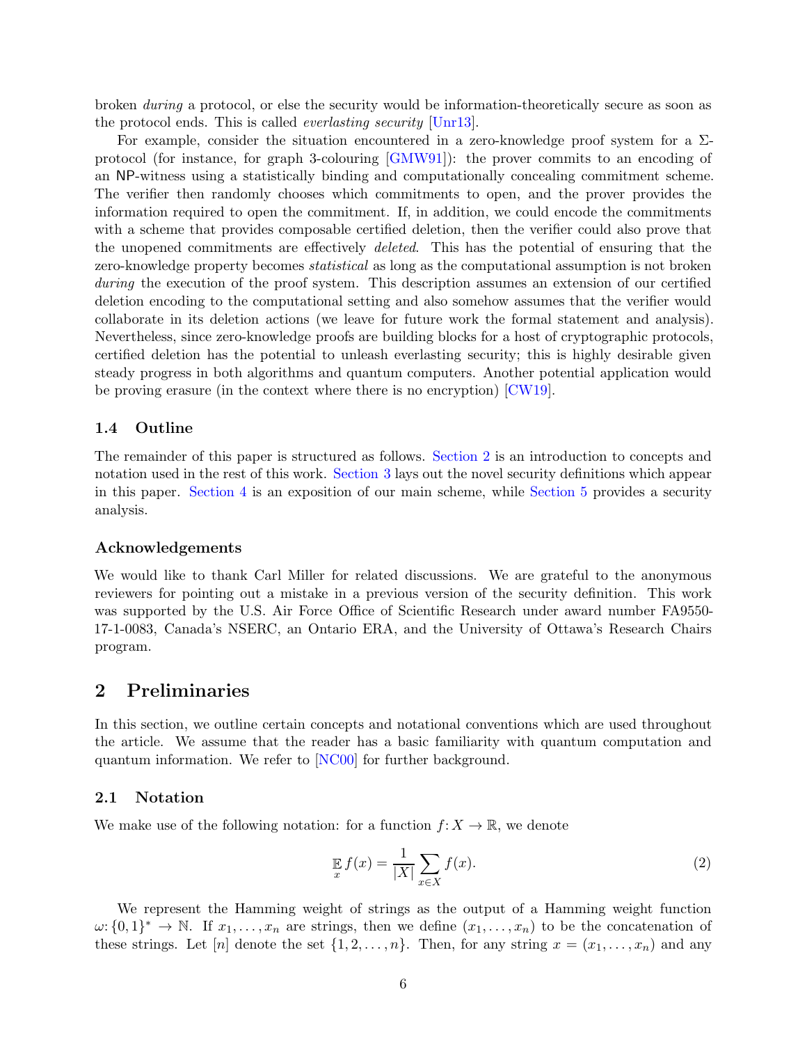broken *during* a protocol, or else the security would be information-theoretically secure as soon as the protocol ends. This is called *everlasting security* [Unr13].

For example, consider the situation encountered in a zero-knowledge proof system for a $\Sigma$-protocol (for instance, for graph 3-colouring [GMW91]): the prover commits to an encoding of an NP-witness using a statistically binding and computationally concealing commitment scheme. The verifier then randomly chooses which commitments to open, and the prover provides the information required to open the commitment. If, in addition, we could encode the commitments with a scheme that provides composable certified deletion, then the verifier could also prove that the unopened commitments are effectively *deleted*. This has the potential of ensuring that the zero-knowledge property becomes *statistical* as long as the computational assumption is not broken *during* the execution of the proof system. This description assumes an extension of our certified deletion encoding to the computational setting and also somehow assumes that the verifier would collaborate in its deletion actions (we leave for future work the formal statement and analysis). Nevertheless, since zero-knowledge proofs are building blocks for a host of cryptographic protocols, certified deletion has the potential to unleash everlasting security; this is highly desirable given steady progress in both algorithms and quantum computers. Another potential application would be proving erasure (in the context where there is no encryption) [CW19].

### 1.4 Outline

The remainder of this paper is structured as follows. Section 2 is an introduction to concepts and notation used in the rest of this work. Section 3 lays out the novel security definitions which appear in this paper. Section 4 is an exposition of our main scheme, while Section 5 provides a security analysis.

### Acknowledgements

We would like to thank Carl Miller for related discussions. We are grateful to the anonymous reviewers for pointing out a mistake in a previous version of the security definition. This work was supported by the U.S. Air Force Office of Scientific Research under award number FA9550-17-1-0083, Canada's NSERC, an Ontario ERA, and the University of Ottawa's Research Chairs program.

## 2 Preliminaries

In this section, we outline certain concepts and notational conventions which are used throughout the article. We assume that the reader has a basic familiarity with quantum computation and quantum information. We refer to [NC00] for further background.

### 2.1 Notation

We make use of the following notation: for a function $f\colon X \to \mathbb{R}$, we denote

$$\mathop{\mathbb{E}}_{x} f(x) = \frac{1}{|X|} \sum_{x \in X} f(x). \tag{2}$$

We represent the Hamming weight of strings as the output of a Hamming weight function $\omega\colon \{0,1\}^* \to \mathbb{N}$. If $x_1, \ldots, x_n$ are strings, then we define $(x_1, \ldots, x_n)$ to be the concatenation of these strings. Let $[n]$ denote the set $\{1, 2, \ldots, n\}$. Then, for any string $x = (x_1, \ldots, x_n)$ and any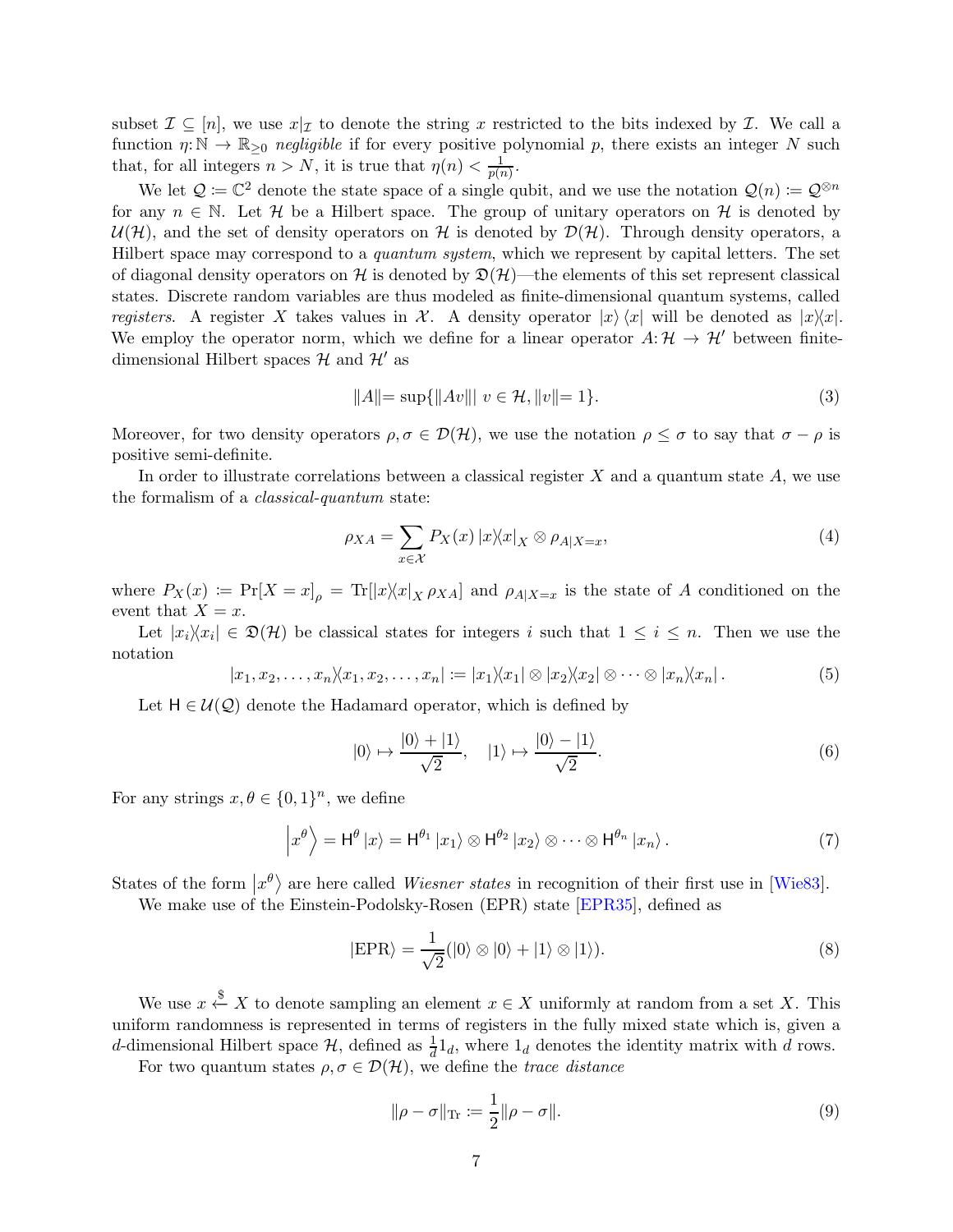subset $\mathcal{I} \subseteq [n]$, we use $x|_{\mathcal{I}}$ to denote the string $x$ restricted to the bits indexed by $\mathcal{I}$. We call a function $\eta\colon \mathbb{N} \to \mathbb{R}_{\geq 0}$ *negligible* if for every positive polynomial $p$, there exists an integer $N$ such that, for all integers $n > N$, it is true that $\eta(n) < \frac{1}{p(n)}$.

We let $\mathcal{Q} := \mathbb{C}^2$ denote the state space of a single qubit, and we use the notation $\mathcal{Q}(n) := \mathcal{Q}^{\otimes n}$ for any $n \in \mathbb{N}$. Let $\mathcal{H}$ be a Hilbert space. The group of unitary operators on $\mathcal{H}$ is denoted by $\mathcal{U}(\mathcal{H})$, and the set of density operators on $\mathcal{H}$ is denoted by $\mathcal{D}(\mathcal{H})$. Through density operators, a Hilbert space may correspond to a *quantum system*, which we represent by capital letters. The set of diagonal density operators on $\mathcal{H}$ is denoted by $\mathfrak{D}(\mathcal{H})$—the elements of this set represent classical states. Discrete random variables are thus modeled as finite-dimensional quantum systems, called *registers*. A register $X$ takes values in $\mathcal{X}$. A density operator $|x\rangle\langle x|$ will be denoted as $|x\rangle\!\langle x|$. We employ the operator norm, which we define for a linear operator $A\colon \mathcal{H} \to \mathcal{H}'$ between finite-dimensional Hilbert spaces $\mathcal{H}$ and $\mathcal{H}'$ as

$$\|A\| = \sup\{\|Av\| \mid v \in \mathcal{H}, \|v\| = 1\}. \tag{3}$$

Moreover, for two density operators $\rho, \sigma \in \mathcal{D}(\mathcal{H})$, we use the notation $\rho \leq \sigma$ to say that $\sigma - \rho$ is positive semi-definite.

In order to illustrate correlations between a classical register $X$ and a quantum state $A$, we use the formalism of a *classical-quantum* state:

$$\rho_{XA} = \sum_{x \in \mathcal{X}} P_X(x) \, |x\rangle\!\langle x|_X \otimes \rho_{A|X=x}, \tag{4}$$

where $P_X(x) := \Pr[X = x]_\rho = \operatorname{Tr}[|x\rangle\!\langle x|_X \, \rho_{XA}]$ and $\rho_{A|X=x}$ is the state of $A$ conditioned on the event that $X = x$.

Let $|x_i\rangle\!\langle x_i| \in \mathfrak{D}(\mathcal{H})$ be classical states for integers $i$ such that $1 \leq i \leq n$. Then we use the notation

$$|x_1, x_2, \ldots, x_n\rangle\!\langle x_1, x_2, \ldots, x_n| := |x_1\rangle\!\langle x_1| \otimes |x_2\rangle\!\langle x_2| \otimes \cdots \otimes |x_n\rangle\!\langle x_n| \,. \tag{5}$$

Let $\mathsf{H} \in \mathcal{U}(\mathcal{Q})$ denote the Hadamard operator, which is defined by

$$|0\rangle \mapsto \frac{|0\rangle + |1\rangle}{\sqrt{2}}, \quad |1\rangle \mapsto \frac{|0\rangle - |1\rangle}{\sqrt{2}}. \tag{6}$$

For any strings $x, \theta \in \{0,1\}^n$, we define

$$\left|x^\theta\right\rangle = \mathsf{H}^\theta \, |x\rangle = \mathsf{H}^{\theta_1} \, |x_1\rangle \otimes \mathsf{H}^{\theta_2} \, |x_2\rangle \otimes \cdots \otimes \mathsf{H}^{\theta_n} \, |x_n\rangle \,. \tag{7}$$

States of the form $\left|x^\theta\right\rangle$ are here called *Wiesner states* in recognition of their first use in [Wie83].

We make use of the Einstein-Podolsky-Rosen (EPR) state [EPR35], defined as

$$|\mathrm{EPR}\rangle = \frac{1}{\sqrt{2}}(|0\rangle \otimes |0\rangle + |1\rangle \otimes |1\rangle). \tag{8}$$

We use $x \overset{\$}{\leftarrow} X$ to denote sampling an element $x \in X$ uniformly at random from a set $X$. This uniform randomness is represented in terms of registers in the fully mixed state which is, given a $d$-dimensional Hilbert space $\mathcal{H}$, defined as $\frac{1}{d}1_d$, where $1_d$ denotes the identity matrix with $d$ rows.

For two quantum states $\rho, \sigma \in \mathcal{D}(\mathcal{H})$, we define the *trace distance*

$$\|\rho - \sigma\|_{\mathrm{Tr}} := \frac{1}{2}\|\rho - \sigma\|. \tag{9}$$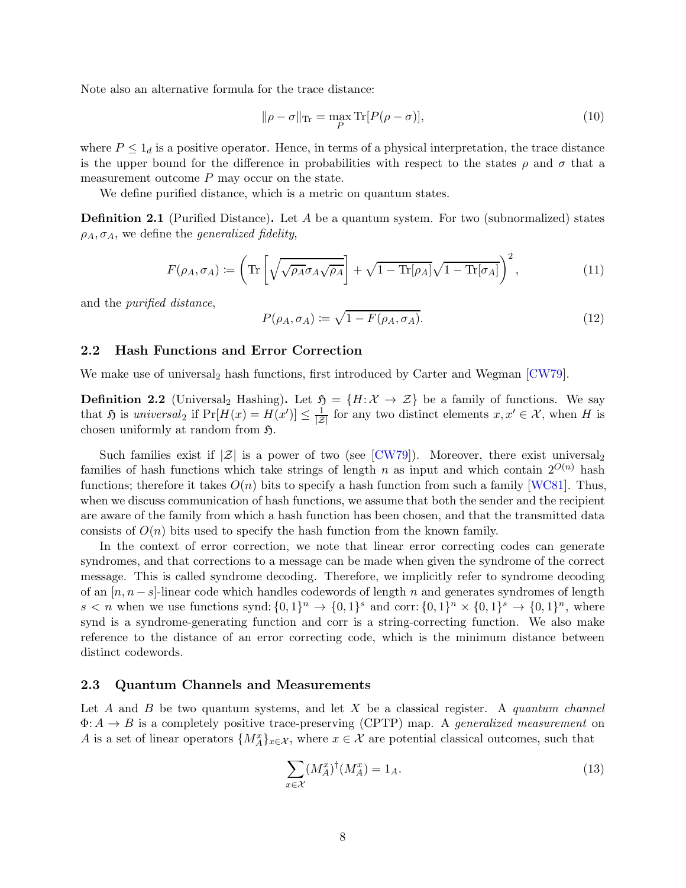Note also an alternative formula for the trace distance:

$$\|\rho - \sigma\|_{\mathrm{Tr}} = \max_{P} \mathrm{Tr}[P(\rho - \sigma)], \tag{10}$$

where $P \leq 1_d$ is a positive operator. Hence, in terms of a physical interpretation, the trace distance is the upper bound for the difference in probabilities with respect to the states $\rho$ and $\sigma$ that a measurement outcome $P$ may occur on the state.

We define purified distance, which is a metric on quantum states.

**Definition 2.1** (Purified Distance)**.** Let $A$ be a quantum system. For two (subnormalized) states $\rho_A, \sigma_A$, we define the *generalized fidelity*,

$$F(\rho_A, \sigma_A) \coloneqq \left( \mathrm{Tr}\left[ \sqrt{\sqrt{\rho_A}\sigma_A\sqrt{\rho_A}} \right] + \sqrt{1 - \mathrm{Tr}[\rho_A]}\sqrt{1 - \mathrm{Tr}[\sigma_A]} \right)^2, \tag{11}$$

and the *purified distance*,

$$P(\rho_A, \sigma_A) \coloneqq \sqrt{1 - F(\rho_A, \sigma_A)}. \tag{12}$$

### 2.2 Hash Functions and Error Correction

We make use of universal$_2$ hash functions, first introduced by Carter and Wegman [CW79].

**Definition 2.2** (Universal$_2$ Hashing)**.** Let $\mathfrak{H} = \{H \colon \mathcal{X} \to \mathcal{Z}\}$ be a family of functions. We say that $\mathfrak{H}$ is *universal$_2$* if $\Pr[H(x) = H(x')] \leq \frac{1}{|\mathcal{Z}|}$ for any two distinct elements $x, x' \in \mathcal{X}$, when $H$ is chosen uniformly at random from $\mathfrak{H}$.

Such families exist if $|\mathcal{Z}|$ is a power of two (see [CW79]). Moreover, there exist universal$_2$ families of hash functions which take strings of length $n$ as input and which contain $2^{O(n)}$ hash functions; therefore it takes $O(n)$ bits to specify a hash function from such a family [WC81]. Thus, when we discuss communication of hash functions, we assume that both the sender and the recipient are aware of the family from which a hash function has been chosen, and that the transmitted data consists of $O(n)$ bits used to specify the hash function from the known family.

In the context of error correction, we note that linear error correcting codes can generate syndromes, and that corrections to a message can be made when given the syndrome of the correct message. This is called syndrome decoding. Therefore, we implicitly refer to syndrome decoding of an $[n, n-s]$-linear code which handles codewords of length $n$ and generates syndromes of length $s < n$ when we use functions $\mathrm{synd} \colon \{0,1\}^n \to \{0,1\}^s$ and $\mathrm{corr} \colon \{0,1\}^n \times \{0,1\}^s \to \{0,1\}^n$, where synd is a syndrome-generating function and corr is a string-correcting function. We also make reference to the distance of an error correcting code, which is the minimum distance between distinct codewords.

### 2.3 Quantum Channels and Measurements

Let $A$ and $B$ be two quantum systems, and let $X$ be a classical register. A *quantum channel* $\Phi \colon A \to B$ is a completely positive trace-preserving (CPTP) map. A *generalized measurement* on $A$ is a set of linear operators $\{M_A^x\}_{x \in \mathcal{X}}$, where $x \in \mathcal{X}$ are potential classical outcomes, such that

$$\sum_{x \in \mathcal{X}} (M_A^x)^\dagger (M_A^x) = 1_A. \tag{13}$$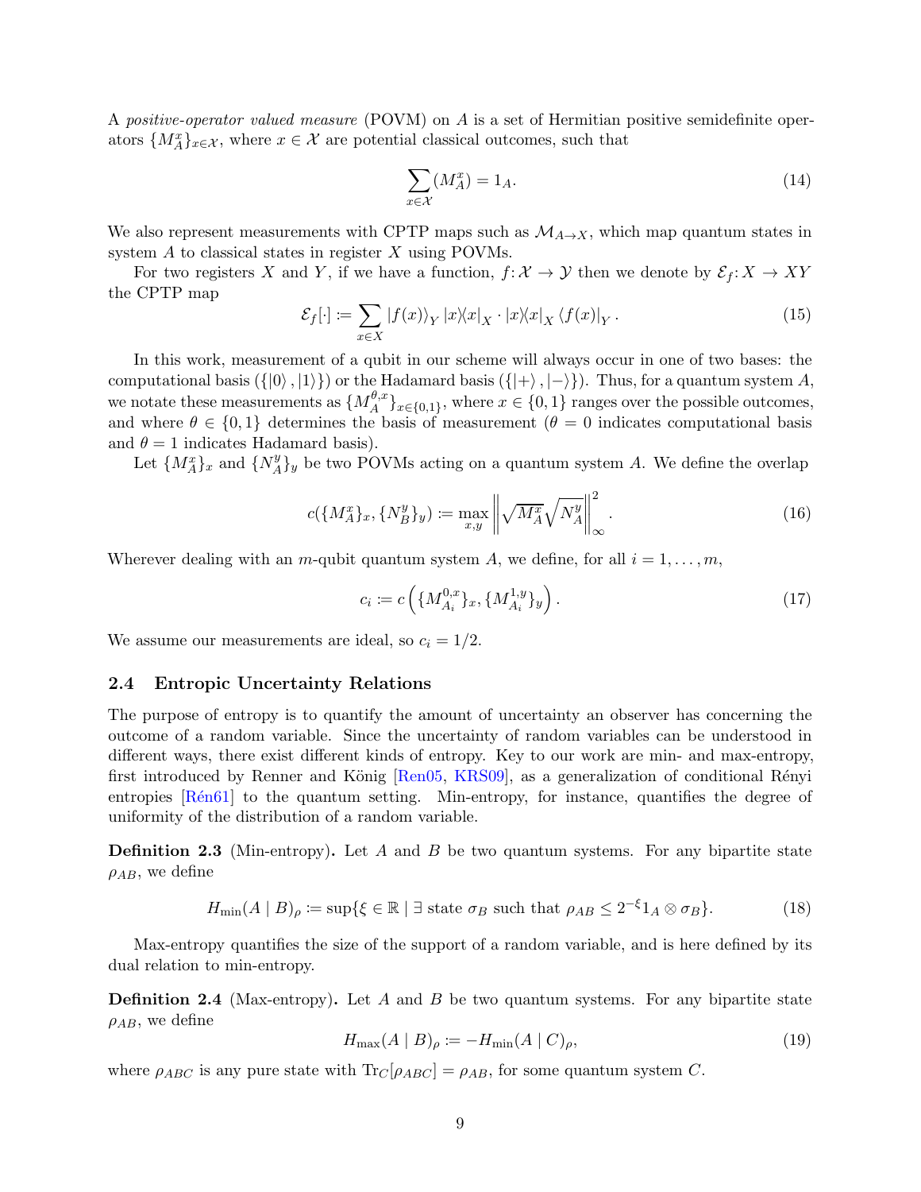A *positive-operator valued measure* (POVM) on $A$ is a set of Hermitian positive semidefinite operators $\{M_A^x\}_{x\in\mathcal{X}}$, where $x \in \mathcal{X}$ are potential classical outcomes, such that

$$\sum_{x\in\mathcal{X}} (M_A^x) = 1_A. \tag{14}$$

We also represent measurements with CPTP maps such as $\mathcal{M}_{A\to X}$, which map quantum states in system $A$ to classical states in register $X$ using POVMs.

For two registers $X$ and $Y$, if we have a function, $f\colon \mathcal{X} \to \mathcal{Y}$ then we denote by $\mathcal{E}_f\colon X \to XY$ the CPTP map

$$\mathcal{E}_f[\cdot] := \sum_{x\in X} |f(x)\rangle_Y |x\rangle\langle x|_X \cdot |x\rangle\langle x|_X \langle f(x)|_Y. \tag{15}$$

In this work, measurement of a qubit in our scheme will always occur in one of two bases: the computational basis ($\{|0\rangle, |1\rangle\}$) or the Hadamard basis ($\{|+\rangle, |-\rangle\}$). Thus, for a quantum system $A$, we notate these measurements as $\{M_A^{\theta,x}\}_{x\in\{0,1\}}$, where $x \in \{0,1\}$ ranges over the possible outcomes, and where $\theta \in \{0,1\}$ determines the basis of measurement ($\theta = 0$ indicates computational basis and $\theta = 1$ indicates Hadamard basis).

Let $\{M_A^x\}_x$ and $\{N_A^y\}_y$ be two POVMs acting on a quantum system $A$. We define the overlap

$$c(\{M_A^x\}_x, \{N_B^y\}_y) := \max_{x,y} \left\| \sqrt{M_A^x}\sqrt{N_A^y} \right\|_\infty^2. \tag{16}$$

Wherever dealing with an $m$-qubit quantum system $A$, we define, for all $i = 1, \ldots, m$,

$$c_i := c\left(\{M_{A_i}^{0,x}\}_x, \{M_{A_i}^{1,y}\}_y\right). \tag{17}$$

We assume our measurements are ideal, so $c_i = 1/2$.

### 2.4 Entropic Uncertainty Relations

The purpose of entropy is to quantify the amount of uncertainty an observer has concerning the outcome of a random variable. Since the uncertainty of random variables can be understood in different ways, there exist different kinds of entropy. Key to our work are min- and max-entropy, first introduced by Renner and König [Ren05, KRS09], as a generalization of conditional Rényi entropies [Rén61] to the quantum setting. Min-entropy, for instance, quantifies the degree of uniformity of the distribution of a random variable.

**Definition 2.3** (Min-entropy)**.** Let $A$ and $B$ be two quantum systems. For any bipartite state $\rho_{AB}$, we define

$$H_{\min}(A \mid B)_\rho := \sup\{\xi \in \mathbb{R} \mid \exists \text{ state } \sigma_B \text{ such that } \rho_{AB} \leq 2^{-\xi} 1_A \otimes \sigma_B\}. \tag{18}$$

Max-entropy quantifies the size of the support of a random variable, and is here defined by its dual relation to min-entropy.

**Definition 2.4** (Max-entropy)**.** Let $A$ and $B$ be two quantum systems. For any bipartite state $\rho_{AB}$, we define

$$H_{\max}(A \mid B)_\rho := -H_{\min}(A \mid C)_\rho, \tag{19}$$

where $\rho_{ABC}$ is any pure state with $\mathrm{Tr}_C[\rho_{ABC}] = \rho_{AB}$, for some quantum system $C$.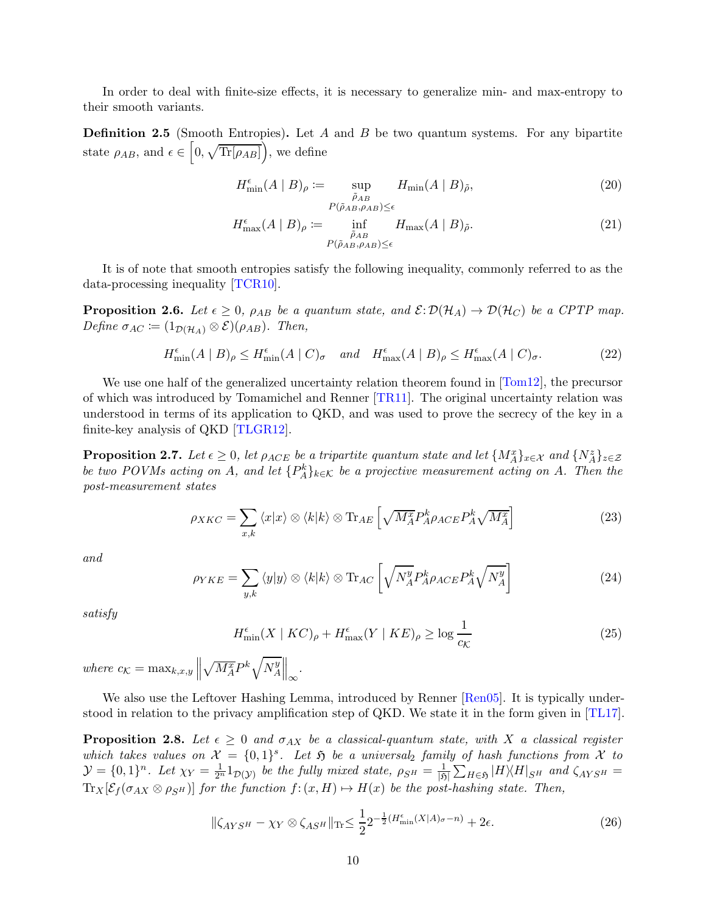In order to deal with finite-size effects, it is necessary to generalize min- and max-entropy to their smooth variants.

**Definition 2.5** (Smooth Entropies)**.** Let $A$ and $B$ be two quantum systems. For any bipartite state $\rho_{AB}$, and $\epsilon \in \left[0, \sqrt{\mathrm{Tr}[\rho_{AB}]}\right)$, we define

$$H^{\epsilon}_{\min}(A \mid B)_{\rho} := \sup_{\substack{\tilde{\rho}_{AB} \\ P(\tilde{\rho}_{AB}, \rho_{AB}) \leq \epsilon}} H_{\min}(A \mid B)_{\tilde{\rho}}, \tag{20}$$

$$H^{\epsilon}_{\max}(A \mid B)_{\rho} := \inf_{\substack{\tilde{\rho}_{AB} \\ P(\tilde{\rho}_{AB}, \rho_{AB}) \leq \epsilon}} H_{\max}(A \mid B)_{\tilde{\rho}}. \tag{21}$$

It is of note that smooth entropies satisfy the following inequality, commonly referred to as the data-processing inequality [TCR10].

**Proposition 2.6.** *Let $\epsilon \geq 0$, $\rho_{AB}$ be a quantum state, and $\mathcal{E}\colon \mathcal{D}(\mathcal{H}_A) \to \mathcal{D}(\mathcal{H}_C)$ be a CPTP map. Define $\sigma_{AC} := (1_{\mathcal{D}(\mathcal{H}_A)} \otimes \mathcal{E})(\rho_{AB})$. Then,*

$$H^{\epsilon}_{\min}(A \mid B)_{\rho} \leq H^{\epsilon}_{\min}(A \mid C)_{\sigma} \quad \text{and} \quad H^{\epsilon}_{\max}(A \mid B)_{\rho} \leq H^{\epsilon}_{\max}(A \mid C)_{\sigma}. \tag{22}$$

We use one half of the generalized uncertainty relation theorem found in [Tom12], the precursor of which was introduced by Tomamichel and Renner [TR11]. The original uncertainty relation was understood in terms of its application to QKD, and was used to prove the secrecy of the key in a finite-key analysis of QKD [TLGR12].

**Proposition 2.7.** *Let $\epsilon \geq 0$, let $\rho_{ACE}$ be a tripartite quantum state and let $\{M^x_A\}_{x \in \mathcal{X}}$ and $\{N^z_A\}_{z \in \mathcal{Z}}$ be two POVMs acting on $A$, and let $\{P^k_A\}_{k \in \mathcal{K}}$ be a projective measurement acting on $A$. Then the post-measurement states*

$$\rho_{XKC} = \sum_{x,k} \langle x|x\rangle \otimes \langle k|k\rangle \otimes \mathrm{Tr}_{AE}\left[\sqrt{M^x_A} P^k_A \rho_{ACE} P^k_A \sqrt{M^x_A}\right] \tag{23}$$

*and*

$$\rho_{YKE} = \sum_{y,k} \langle y|y\rangle \otimes \langle k|k\rangle \otimes \mathrm{Tr}_{AC}\left[\sqrt{N^y_A} P^k_A \rho_{ACE} P^k_A \sqrt{N^y_A}\right] \tag{24}$$

*satisfy*

$$H^{\epsilon}_{\min}(X \mid KC)_{\rho} + H^{\epsilon}_{\max}(Y \mid KE)_{\rho} \geq \log \frac{1}{c_{\mathcal{K}}} \tag{25}$$

*where $c_{\mathcal{K}} = \max_{k,x,y} \left\| \sqrt{M^x_A} P^k \sqrt{N^y_A} \right\|_{\infty}$.*

We also use the Leftover Hashing Lemma, introduced by Renner [Ren05]. It is typically understood in relation to the privacy amplification step of QKD. We state it in the form given in [TL17].

**Proposition 2.8.** *Let $\epsilon \geq 0$ and $\sigma_{AX}$ be a classical-quantum state, with $X$ a classical register which takes values on $\mathcal{X} = \{0,1\}^s$. Let $\mathfrak{H}$ be a universal$_2$ family of hash functions from $\mathcal{X}$ to $\mathcal{Y} = \{0,1\}^n$. Let $\chi_Y = \frac{1}{2^n} 1_{\mathcal{D}(\mathcal{Y})}$ be the fully mixed state, $\rho_{S^H} = \frac{1}{|\mathfrak{H}|} \sum_{H \in \mathfrak{H}} |H\rangle\langle H|_{S^H}$ and $\zeta_{AYS^H} = \mathrm{Tr}_X[\mathcal{E}_f(\sigma_{AX} \otimes \rho_{S^H})]$ for the function $f\colon (x,H) \mapsto H(x)$ be the post-hashing state. Then,*

$$\|\zeta_{AYS^H} - \chi_Y \otimes \zeta_{AS^H}\|_{\mathrm{Tr}} \leq \frac{1}{2} 2^{-\frac{1}{2}(H^{\epsilon}_{\min}(X|A)_{\sigma} - n)} + 2\epsilon. \tag{26}$$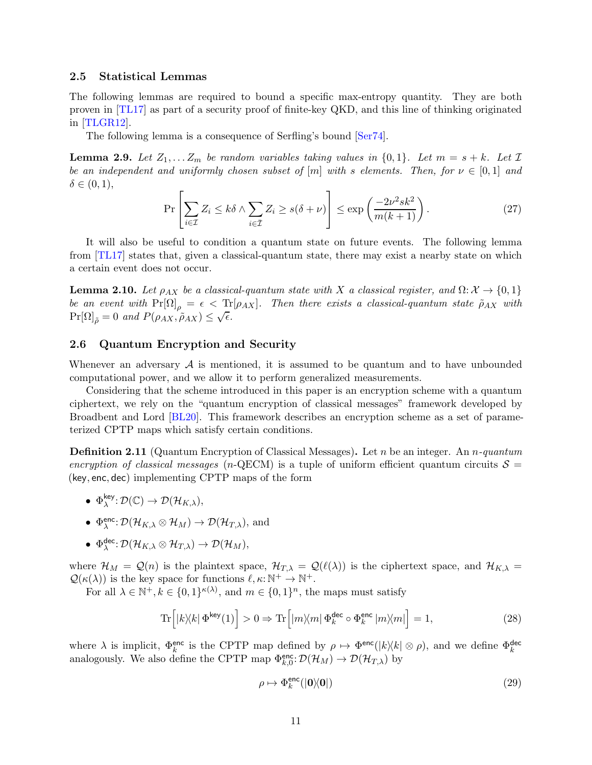### 2.5 Statistical Lemmas

The following lemmas are required to bound a specific max-entropy quantity. They are both proven in [TL17] as part of a security proof of finite-key QKD, and this line of thinking originated in [TLGR12].

The following lemma is a consequence of Serfling's bound [Ser74].

**Lemma 2.9.** *Let $Z_1, \dots Z_m$ be random variables taking values in $\{0,1\}$. Let $m = s + k$. Let $\mathcal{I}$ be an independent and uniformly chosen subset of $[m]$ with $s$ elements. Then, for $\nu \in [0,1]$ and $\delta \in (0,1)$,*

$$\Pr\left[\sum_{i \in \mathcal{I}} Z_i \leq k\delta \wedge \sum_{i \in \bar{\mathcal{I}}} Z_i \geq s(\delta + \nu)\right] \leq \exp\left(\frac{-2\nu^2 s k^2}{m(k+1)}\right). \tag{27}$$

It will also be useful to condition a quantum state on future events. The following lemma from [TL17] states that, given a classical-quantum state, there may exist a nearby state on which a certain event does not occur.

**Lemma 2.10.** *Let $\rho_{AX}$ be a classical-quantum state with $X$ a classical register, and $\Omega \colon \mathcal{X} \to \{0,1\}$ be an event with $\Pr[\Omega]_\rho = \epsilon < \operatorname{Tr}[\rho_{AX}]$. Then there exists a classical-quantum state $\tilde{\rho}_{AX}$ with $\Pr[\Omega]_{\tilde{\rho}} = 0$ and $P(\rho_{AX}, \tilde{\rho}_{AX}) \leq \sqrt{\epsilon}$.*

### 2.6 Quantum Encryption and Security

Whenever an adversary $\mathcal{A}$ is mentioned, it is assumed to be quantum and to have unbounded computational power, and we allow it to perform generalized measurements.

Considering that the scheme introduced in this paper is an encryption scheme with a quantum ciphertext, we rely on the "quantum encryption of classical messages" framework developed by Broadbent and Lord [BL20]. This framework describes an encryption scheme as a set of parameterized CPTP maps which satisfy certain conditions.

**Definition 2.11** (Quantum Encryption of Classical Messages)**.** Let $n$ be an integer. An *$n$-quantum encryption of classical messages* ($n$-QECM) is a tuple of uniform efficient quantum circuits $\mathcal{S} = (\mathsf{key}, \mathsf{enc}, \mathsf{dec})$ implementing CPTP maps of the form

- $\Phi_\lambda^{\mathsf{key}} \colon \mathcal{D}(\mathbb{C}) \to \mathcal{D}(\mathcal{H}_{K,\lambda})$,
- $\Phi_\lambda^{\mathsf{enc}} \colon \mathcal{D}(\mathcal{H}_{K,\lambda} \otimes \mathcal{H}_M) \to \mathcal{D}(\mathcal{H}_{T,\lambda})$, and
- $\Phi_\lambda^{\mathsf{dec}} \colon \mathcal{D}(\mathcal{H}_{K,\lambda} \otimes \mathcal{H}_{T,\lambda}) \to \mathcal{D}(\mathcal{H}_M)$,

where $\mathcal{H}_M = \mathcal{Q}(n)$ is the plaintext space, $\mathcal{H}_{T,\lambda} = \mathcal{Q}(\ell(\lambda))$ is the ciphertext space, and $\mathcal{H}_{K,\lambda} = \mathcal{Q}(\kappa(\lambda))$ is the key space for functions $\ell, \kappa \colon \mathbb{N}^+ \to \mathbb{N}^+$.

For all $\lambda \in \mathbb{N}^+, k \in \{0,1\}^{\kappa(\lambda)}$, and $m \in \{0,1\}^n$, the maps must satisfy

$$\operatorname{Tr}\Big[|k\rangle\langle k|\, \Phi^{\mathsf{key}}(1)\Big] > 0 \Rightarrow \operatorname{Tr}\Big[|m\rangle\langle m|\, \Phi_k^{\mathsf{dec}} \circ \Phi_k^{\mathsf{enc}}\, |m\rangle\langle m|\Big] = 1, \tag{28}$$

where $\lambda$ is implicit, $\Phi_k^{\mathsf{enc}}$ is the CPTP map defined by $\rho \mapsto \Phi^{\mathsf{enc}}(|k\rangle\langle k| \otimes \rho)$, and we define $\Phi_k^{\mathsf{dec}}$ analogously. We also define the CPTP map $\Phi_{k,0}^{\mathsf{enc}} \colon \mathcal{D}(\mathcal{H}_M) \to \mathcal{D}(\mathcal{H}_{T,\lambda})$ by

$$\rho \mapsto \Phi_k^{\mathsf{enc}}(|\mathbf{0}\rangle\langle\mathbf{0}|) \tag{29}$$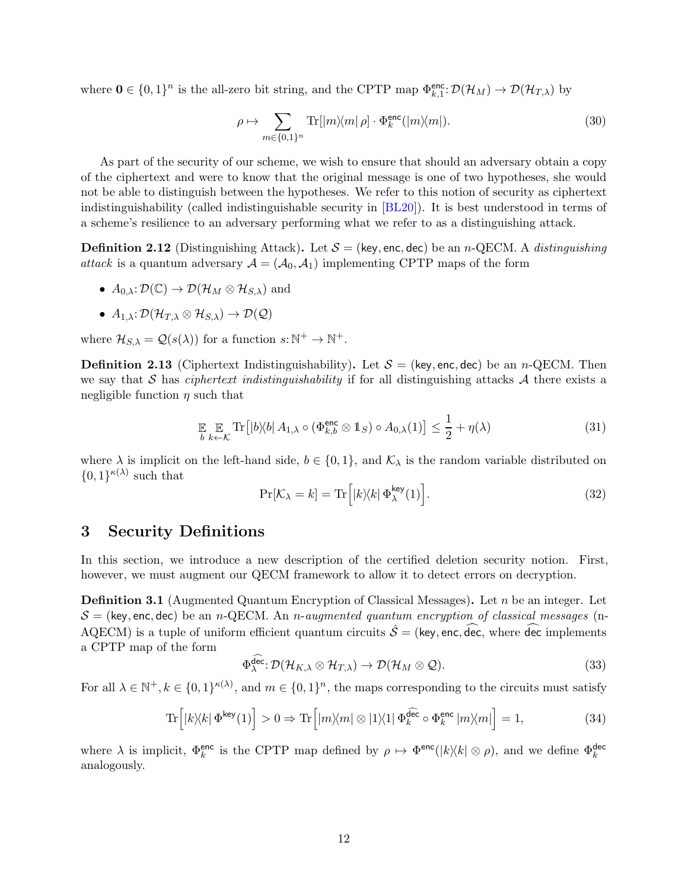where $\mathbf{0} \in \{0,1\}^n$ is the all-zero bit string, and the CPTP map $\Phi^{\mathsf{enc}}_{k,1}: \mathcal{D}(\mathcal{H}_M) \to \mathcal{D}(\mathcal{H}_{T,\lambda})$ by

$$\rho \mapsto \sum_{m \in \{0,1\}^n} \mathrm{Tr}[|m\rangle\langle m| \, \rho] \cdot \Phi^{\mathsf{enc}}_k(|m\rangle\langle m|). \tag{30}$$

As part of the security of our scheme, we wish to ensure that should an adversary obtain a copy of the ciphertext and were to know that the original message is one of two hypotheses, she would not be able to distinguish between the hypotheses. We refer to this notion of security as ciphertext indistinguishability (called indistinguishable security in [BL20]). It is best understood in terms of a scheme's resilience to an adversary performing what we refer to as a distinguishing attack.

**Definition 2.12** (Distinguishing Attack)**.** Let $\mathcal{S} = (\mathsf{key}, \mathsf{enc}, \mathsf{dec})$ be an $n$-QECM. A *distinguishing attack* is a quantum adversary $\mathcal{A} = (\mathcal{A}_0, \mathcal{A}_1)$ implementing CPTP maps of the form

- $A_{0,\lambda}: \mathcal{D}(\mathbb{C}) \to \mathcal{D}(\mathcal{H}_M \otimes \mathcal{H}_{S,\lambda})$ and
- $A_{1,\lambda}: \mathcal{D}(\mathcal{H}_{T,\lambda} \otimes \mathcal{H}_{S,\lambda}) \to \mathcal{D}(\mathcal{Q})$

where $\mathcal{H}_{S,\lambda} = \mathcal{Q}(s(\lambda))$ for a function $s: \mathbb{N}^+ \to \mathbb{N}^+$.

**Definition 2.13** (Ciphertext Indistinguishability)**.** Let $\mathcal{S} = (\mathsf{key}, \mathsf{enc}, \mathsf{dec})$ be an $n$-QECM. Then we say that $\mathcal{S}$ has *ciphertext indistinguishability* if for all distinguishing attacks $\mathcal{A}$ there exists a negligible function $\eta$ such that

$$\mathop{\mathbb{E}}_{b} \mathop{\mathbb{E}}_{k \leftarrow \mathcal{K}} \mathrm{Tr}\big[|b\rangle\langle b| \, A_{1,\lambda} \circ (\Phi^{\mathsf{enc}}_{k,b} \otimes \mathbb{1}_S) \circ A_{0,\lambda}(1)\big] \leq \frac{1}{2} + \eta(\lambda) \tag{31}$$

where $\lambda$ is implicit on the left-hand side, $b \in \{0,1\}$, and $\mathcal{K}_\lambda$ is the random variable distributed on $\{0,1\}^{\kappa(\lambda)}$ such that

$$\Pr[\mathcal{K}_\lambda = k] = \mathrm{Tr}\Big[|k\rangle\langle k| \, \Phi^{\mathsf{key}}_\lambda(1)\Big]. \tag{32}$$

# 3 Security Definitions

In this section, we introduce a new description of the certified deletion security notion. First, however, we must augment our QECM framework to allow it to detect errors on decryption.

**Definition 3.1** (Augmented Quantum Encryption of Classical Messages)**.** Let $n$ be an integer. Let $\mathcal{S} = (\mathsf{key}, \mathsf{enc}, \mathsf{dec})$ be an $n$-QECM. An *n-augmented quantum encryption of classical messages* (n-AQECM) is a tuple of uniform efficient quantum circuits $\hat{\mathcal{S}} = (\mathsf{key}, \mathsf{enc}, \widehat{\mathsf{dec}}$, where $\widehat{\mathsf{dec}}$ implements a CPTP map of the form

$$\Phi^{\widehat{\mathsf{dec}}}_\lambda: \mathcal{D}(\mathcal{H}_{K,\lambda} \otimes \mathcal{H}_{T,\lambda}) \to \mathcal{D}(\mathcal{H}_M \otimes \mathcal{Q}). \tag{33}$$

For all $\lambda \in \mathbb{N}^+, k \in \{0,1\}^{\kappa(\lambda)}$, and $m \in \{0,1\}^n$, the maps corresponding to the circuits must satisfy

$$\mathrm{Tr}\Big[|k\rangle\langle k| \, \Phi^{\mathsf{key}}(1)\Big] > 0 \Rightarrow \mathrm{Tr}\Big[|m\rangle\langle m| \otimes |1\rangle\langle 1| \, \Phi^{\widehat{\mathsf{dec}}}_k \circ \Phi^{\mathsf{enc}}_k \, |m\rangle\langle m|\Big] = 1, \tag{34}$$

where $\lambda$ is implicit, $\Phi^{\mathsf{enc}}_k$ is the CPTP map defined by $\rho \mapsto \Phi^{\mathsf{enc}}(|k\rangle\langle k| \otimes \rho)$, and we define $\Phi^{\mathsf{dec}}_k$ analogously.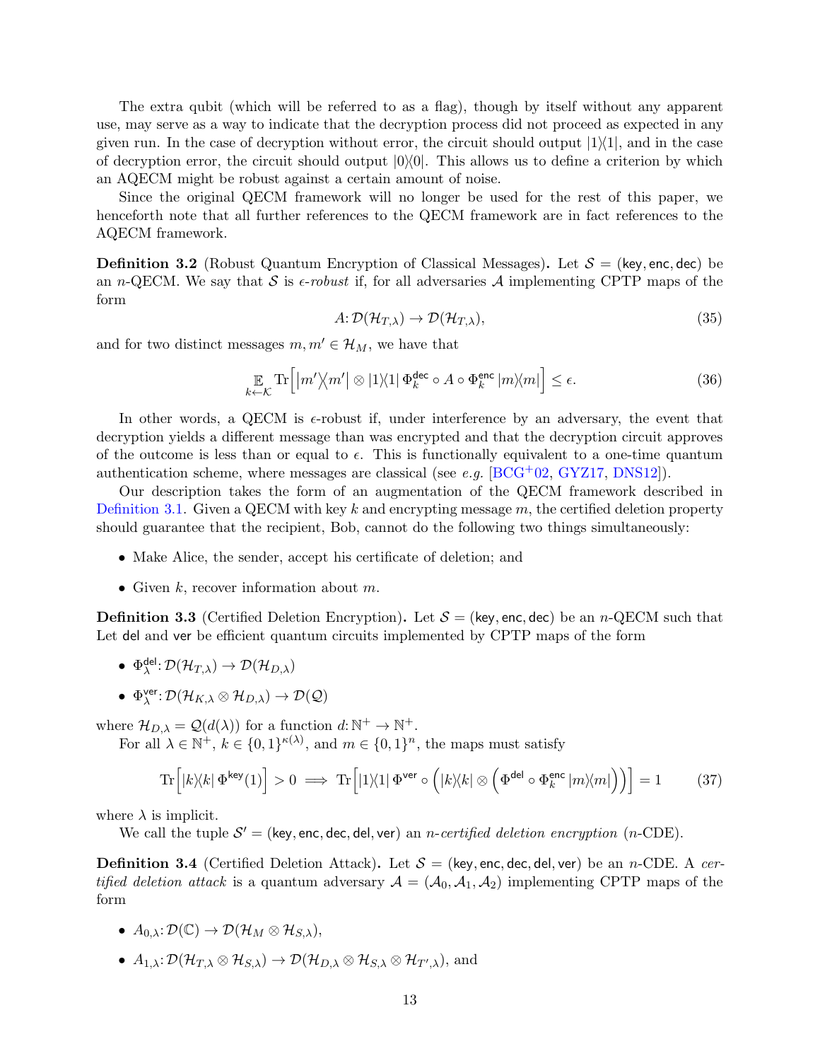The extra qubit (which will be referred to as a flag), though by itself without any apparent use, may serve as a way to indicate that the decryption process did not proceed as expected in any given run. In the case of decryption without error, the circuit should output $|1\rangle\langle 1|$, and in the case of decryption error, the circuit should output $|0\rangle\langle 0|$. This allows us to define a criterion by which an AQECM might be robust against a certain amount of noise.

Since the original QECM framework will no longer be used for the rest of this paper, we henceforth note that all further references to the QECM framework are in fact references to the AQECM framework.

**Definition 3.2** (Robust Quantum Encryption of Classical Messages)**.** Let $\mathcal{S} = (\mathsf{key}, \mathsf{enc}, \mathsf{dec})$ be an $n$-QECM. We say that $\mathcal{S}$ is *$\epsilon$-robust* if, for all adversaries $\mathcal{A}$ implementing CPTP maps of the form

$$A\colon \mathcal{D}(\mathcal{H}_{T,\lambda}) \to \mathcal{D}(\mathcal{H}_{T,\lambda}), \tag{35}$$

and for two distinct messages $m, m' \in \mathcal{H}_M$, we have that

$$\mathop{\mathbb{E}}_{k \leftarrow \mathcal{K}} \mathrm{Tr}\Big[|m'\rangle\!\langle m'| \otimes |1\rangle\!\langle 1| \, \Phi_k^{\mathsf{dec}} \circ A \circ \Phi_k^{\mathsf{enc}} \, |m\rangle\!\langle m|\Big] \leq \epsilon. \tag{36}$$

In other words, a QECM is $\epsilon$-robust if, under interference by an adversary, the event that decryption yields a different message than was encrypted and that the decryption circuit approves of the outcome is less than or equal to $\epsilon$. This is functionally equivalent to a one-time quantum authentication scheme, where messages are classical (see *e.g.* [BCG+02, GYZ17, DNS12]).

Our description takes the form of an augmentation of the QECM framework described in Definition 3.1. Given a QECM with key $k$ and encrypting message $m$, the certified deletion property should guarantee that the recipient, Bob, cannot do the following two things simultaneously:

- Make Alice, the sender, accept his certificate of deletion; and
- Given $k$, recover information about $m$.

**Definition 3.3** (Certified Deletion Encryption)**.** Let $\mathcal{S} = (\mathsf{key}, \mathsf{enc}, \mathsf{dec})$ be an $n$-QECM such that Let $\mathsf{del}$ and $\mathsf{ver}$ be efficient quantum circuits implemented by CPTP maps of the form

- $\Phi_\lambda^{\mathsf{del}}\colon \mathcal{D}(\mathcal{H}_{T,\lambda}) \to \mathcal{D}(\mathcal{H}_{D,\lambda})$
- $\Phi_\lambda^{\mathsf{ver}}\colon \mathcal{D}(\mathcal{H}_{K,\lambda} \otimes \mathcal{H}_{D,\lambda}) \to \mathcal{D}(\mathcal{Q})$

where $\mathcal{H}_{D,\lambda} = \mathcal{Q}(d(\lambda))$ for a function $d\colon \mathbb{N}^+ \to \mathbb{N}^+$.

For all $\lambda \in \mathbb{N}^+$, $k \in \{0,1\}^{\kappa(\lambda)}$, and $m \in \{0,1\}^n$, the maps must satisfy

$$\mathrm{Tr}\Big[|k\rangle\!\langle k| \, \Phi^{\mathsf{key}}(1)\Big] > 0 \implies \mathrm{Tr}\Big[|1\rangle\!\langle 1| \, \Phi^{\mathsf{ver}} \circ \Big(|k\rangle\!\langle k| \otimes \Big(\Phi^{\mathsf{del}} \circ \Phi_k^{\mathsf{enc}} \, |m\rangle\!\langle m|\Big)\Big)\Big] = 1 \tag{37}$$

where $\lambda$ is implicit.

We call the tuple $\mathcal{S}' = (\mathsf{key}, \mathsf{enc}, \mathsf{dec}, \mathsf{del}, \mathsf{ver})$ an *$n$-certified deletion encryption* ($n$-CDE).

**Definition 3.4** (Certified Deletion Attack)**.** Let $\mathcal{S} = (\mathsf{key}, \mathsf{enc}, \mathsf{dec}, \mathsf{del}, \mathsf{ver})$ be an $n$-CDE. A *certified deletion attack* is a quantum adversary $\mathcal{A} = (\mathcal{A}_0, \mathcal{A}_1, \mathcal{A}_2)$ implementing CPTP maps of the form

- $A_{0,\lambda}\colon \mathcal{D}(\mathbb{C}) \to \mathcal{D}(\mathcal{H}_M \otimes \mathcal{H}_{S,\lambda})$,
- $A_{1,\lambda}\colon \mathcal{D}(\mathcal{H}_{T,\lambda} \otimes \mathcal{H}_{S,\lambda}) \to \mathcal{D}(\mathcal{H}_{D,\lambda} \otimes \mathcal{H}_{S,\lambda} \otimes \mathcal{H}_{T',\lambda})$, and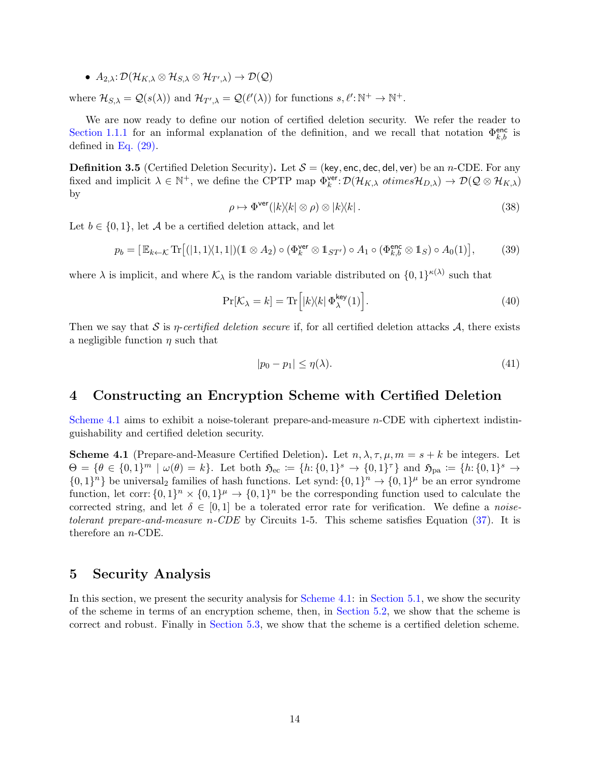- $A_{2,\lambda}\colon \mathcal{D}(\mathcal{H}_{K,\lambda} \otimes \mathcal{H}_{S,\lambda} \otimes \mathcal{H}_{T',\lambda}) \to \mathcal{D}(\mathcal{Q})$

where $\mathcal{H}_{S,\lambda} = \mathcal{Q}(s(\lambda))$ and $\mathcal{H}_{T',\lambda} = \mathcal{Q}(\ell'(\lambda))$ for functions $s, \ell'\colon \mathbb{N}^+ \to \mathbb{N}^+$.

We are now ready to define our notion of certified deletion security. We refer the reader to Section 1.1.1 for an informal explanation of the definition, and we recall that notation $\Phi^{\mathsf{enc}}_{k,b}$ is defined in Eq. (29).

**Definition 3.5** (Certified Deletion Security)**.** Let $\mathcal{S} = (\mathsf{key}, \mathsf{enc}, \mathsf{dec}, \mathsf{del}, \mathsf{ver})$ be an $n$-CDE. For any fixed and implicit $\lambda \in \mathbb{N}^+$, we define the CPTP map $\Phi^{\mathsf{ver}}_k\colon \mathcal{D}(\mathcal{H}_{K,\lambda}\ otimes \mathcal{H}_{D,\lambda}) \to \mathcal{D}(\mathcal{Q} \otimes \mathcal{H}_{K,\lambda})$ by

$$\rho \mapsto \Phi^{\mathsf{ver}}(|k\rangle\langle k| \otimes \rho) \otimes |k\rangle\langle k|\,. \tag{38}$$

Let $b \in \{0,1\}$, let $\mathcal{A}$ be a certified deletion attack, and let

$$p_b = \left[\,\mathbb{E}_{k \leftarrow \mathcal{K}} \operatorname{Tr}\!\left[(|1,1\rangle\langle 1,1|)(\mathbb{1} \otimes A_2) \circ (\Phi^{\mathsf{ver}}_k \otimes \mathbb{1}_{ST'}) \circ A_1 \circ (\Phi^{\mathsf{enc}}_{k,b} \otimes \mathbb{1}_S) \circ A_0(1)\right],\right. \tag{39}$$

where $\lambda$ is implicit, and where $\mathcal{K}_\lambda$ is the random variable distributed on $\{0,1\}^{\kappa(\lambda)}$ such that

$$\Pr[\mathcal{K}_\lambda = k] = \operatorname{Tr}\Big[|k\rangle\langle k|\, \Phi^{\mathsf{key}}_\lambda(1)\Big]. \tag{40}$$

Then we say that $\mathcal{S}$ is *$\eta$-certified deletion secure* if, for all certified deletion attacks $\mathcal{A}$, there exists a negligible function $\eta$ such that

$$|p_0 - p_1| \leq \eta(\lambda). \tag{41}$$

# 4 Constructing an Encryption Scheme with Certified Deletion

Scheme 4.1 aims to exhibit a noise-tolerant prepare-and-measure $n$-CDE with ciphertext indistinguishability and certified deletion security.

**Scheme 4.1** (Prepare-and-Measure Certified Deletion)**.** Let $n, \lambda, \tau, \mu, m = s + k$ be integers. Let $\Theta = \{\theta \in \{0,1\}^m \mid \omega(\theta) = k\}$. Let both $\mathfrak{H}_{\mathrm{ec}} := \{h\colon \{0,1\}^s \to \{0,1\}^\tau\}$ and $\mathfrak{H}_{\mathrm{pa}} := \{h\colon \{0,1\}^s \to \{0,1\}^n\}$ be universal$_2$ families of hash functions. Let synd: $\{0,1\}^n \to \{0,1\}^\mu$ be an error syndrome function, let corr: $\{0,1\}^n \times \{0,1\}^\mu \to \{0,1\}^n$ be the corresponding function used to calculate the corrected string, and let $\delta \in [0,1]$ be a tolerated error rate for verification. We define a *noise-tolerant prepare-and-measure $n$-CDE* by Circuits 1-5. This scheme satisfies Equation (37). It is therefore an $n$-CDE.

# 5 Security Analysis

In this section, we present the security analysis for Scheme 4.1: in Section 5.1, we show the security of the scheme in terms of an encryption scheme, then, in Section 5.2, we show that the scheme is correct and robust. Finally in Section 5.3, we show that the scheme is a certified deletion scheme.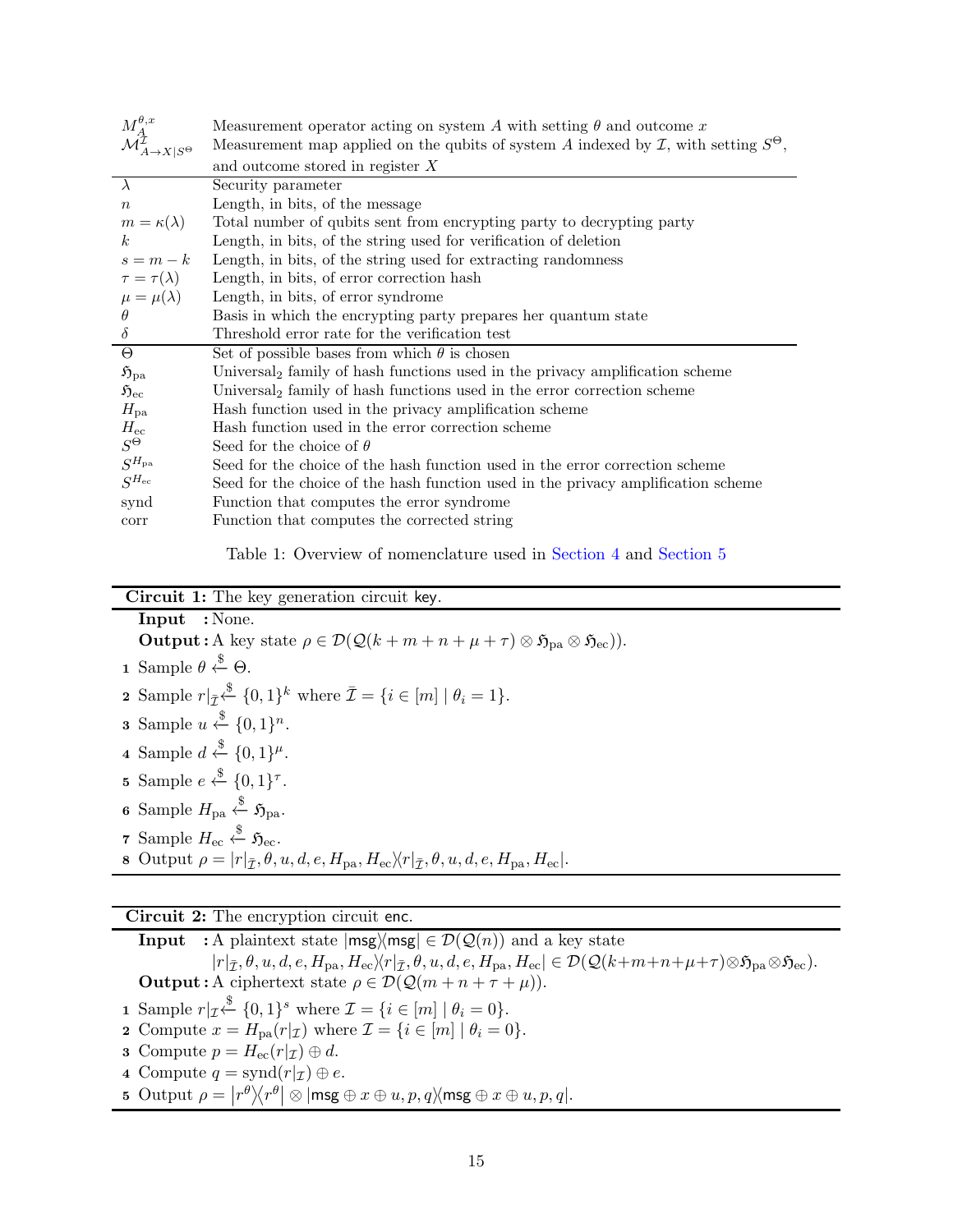| | |
|---|---|
| $M_A^{\theta,x}$ | Measurement operator acting on system $A$ with setting $\theta$ and outcome $x$ |
| $\mathcal{M}^{\mathcal{I}}_{A\to X\|S^\Theta}$ | Measurement map applied on the qubits of system $A$ indexed by $\mathcal{I}$, with setting $S^\Theta$, and outcome stored in register $X$ |
| $\lambda$ | Security parameter |
| $n$ | Length, in bits, of the message |
| $m = \kappa(\lambda)$ | Total number of qubits sent from encrypting party to decrypting party |
| $k$ | Length, in bits, of the string used for verification of deletion |
| $s = m - k$ | Length, in bits, of the string used for extracting randomness |
| $\tau = \tau(\lambda)$ | Length, in bits, of error correction hash |
| $\mu = \mu(\lambda)$ | Length, in bits, of error syndrome |
| $\theta$ | Basis in which the encrypting party prepares her quantum state |
| $\delta$ | Threshold error rate for the verification test |
| $\Theta$ | Set of possible bases from which $\theta$ is chosen |
| $\mathfrak{H}_{\mathrm{pa}}$ | Universal$_2$ family of hash functions used in the privacy amplification scheme |
| $\mathfrak{H}_{\mathrm{ec}}$ | Universal$_2$ family of hash functions used in the error correction scheme |
| $H_{\mathrm{pa}}$ | Hash function used in the privacy amplification scheme |
| $H_{\mathrm{ec}}$ | Hash function used in the error correction scheme |
| $S^\Theta$ | Seed for the choice of $\theta$ |
| $S^{H_{\mathrm{pa}}}$ | Seed for the choice of the hash function used in the error correction scheme |
| $S^{H_{\mathrm{ec}}}$ | Seed for the choice of the hash function used in the privacy amplification scheme |
| synd | Function that computes the error syndrome |
| corr | Function that computes the corrected string |

Table 1: Overview of nomenclature used in Section 4 and Section 5

---

**Circuit 1:** The key generation circuit key.

**Input :** None.

**Output :** A key state $\rho \in \mathcal{D}(\mathcal{Q}(k+m+n+\mu+\tau) \otimes \mathfrak{H}_{\mathrm{pa}} \otimes \mathfrak{H}_{\mathrm{ec}})$.

1. Sample $\theta \xleftarrow{\$} \Theta$.
2. Sample $r|_{\bar{\mathcal{I}}} \xleftarrow{\$} \{0,1\}^k$ where $\bar{\mathcal{I}} = \{i \in [m] \mid \theta_i = 1\}$.
3. Sample $u \xleftarrow{\$} \{0,1\}^n$.
4. Sample $d \xleftarrow{\$} \{0,1\}^\mu$.
5. Sample $e \xleftarrow{\$} \{0,1\}^\tau$.
6. Sample $H_{\mathrm{pa}} \xleftarrow{\$} \mathfrak{H}_{\mathrm{pa}}$.
7. Sample $H_{\mathrm{ec}} \xleftarrow{\$} \mathfrak{H}_{\mathrm{ec}}$.
8. Output $\rho = |r|_{\bar{\mathcal{I}}}, \theta, u, d, e, H_{\mathrm{pa}}, H_{\mathrm{ec}}\rangle\langle r|_{\bar{\mathcal{I}}}, \theta, u, d, e, H_{\mathrm{pa}}, H_{\mathrm{ec}}|$.

---

**Circuit 2:** The encryption circuit enc.

**Input :** A plaintext state $|\mathsf{msg}\rangle\langle\mathsf{msg}| \in \mathcal{D}(\mathcal{Q}(n))$ and a key state $|r|_{\bar{\mathcal{I}}}, \theta, u, d, e, H_{\mathrm{pa}}, H_{\mathrm{ec}}\rangle\langle r|_{\bar{\mathcal{I}}}, \theta, u, d, e, H_{\mathrm{pa}}, H_{\mathrm{ec}}| \in \mathcal{D}(\mathcal{Q}(k+m+n+\mu+\tau) \otimes \mathfrak{H}_{\mathrm{pa}} \otimes \mathfrak{H}_{\mathrm{ec}})$.

**Output :** A ciphertext state $\rho \in \mathcal{D}(\mathcal{Q}(m+n+\tau+\mu))$.

1. Sample $r|_{\mathcal{I}} \xleftarrow{\$} \{0,1\}^s$ where $\mathcal{I} = \{i \in [m] \mid \theta_i = 0\}$.
2. Compute $x = H_{\mathrm{pa}}(r|_{\mathcal{I}})$ where $\mathcal{I} = \{i \in [m] \mid \theta_i = 0\}$.
3. Compute $p = H_{\mathrm{ec}}(r|_{\mathcal{I}}) \oplus d$.
4. Compute $q = \mathrm{synd}(r|_{\mathcal{I}}) \oplus e$.
5. Output $\rho = |r^\theta\rangle\langle r^\theta| \otimes |\mathsf{msg} \oplus x \oplus u, p, q\rangle\langle \mathsf{msg} \oplus x \oplus u, p, q|$.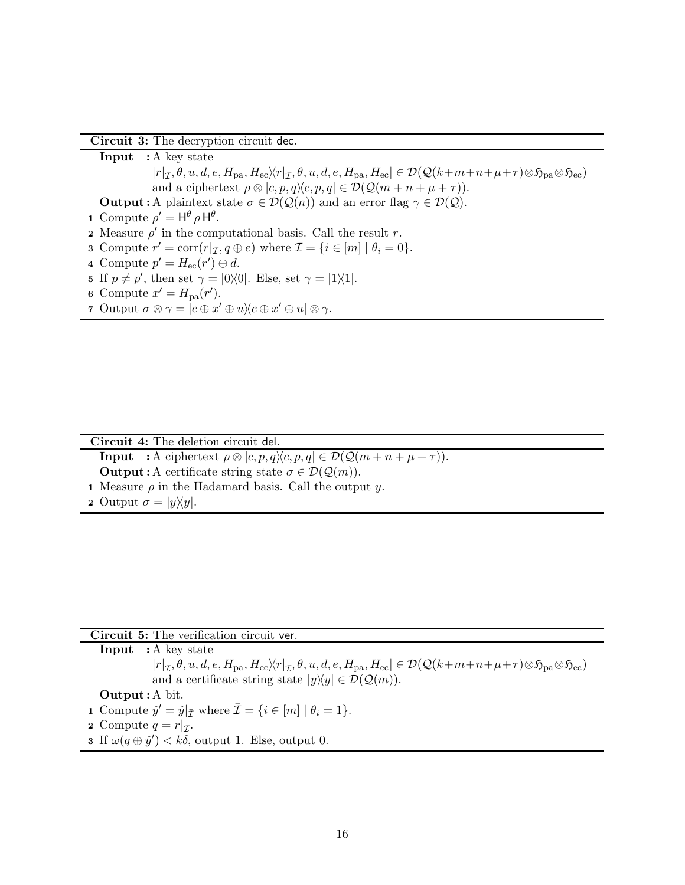**Circuit 3:** The decryption circuit $\mathsf{dec}$.

**Input** : A key state $|r|_{\bar{\mathcal{I}}}, \theta, u, d, e, H_{\mathrm{pa}}, H_{\mathrm{ec}}\rangle\langle r|_{\bar{\mathcal{I}}}, \theta, u, d, e, H_{\mathrm{pa}}, H_{\mathrm{ec}}| \in \mathcal{D}(\mathcal{Q}(k+m+n+\mu+\tau)\otimes\mathfrak{H}_{\mathrm{pa}}\otimes\mathfrak{H}_{\mathrm{ec}})$ and a ciphertext $\rho \otimes |c, p, q\rangle\langle c, p, q| \in \mathcal{D}(\mathcal{Q}(m+n+\mu+\tau))$.

**Output** : A plaintext state $\sigma \in \mathcal{D}(\mathcal{Q}(n))$ and an error flag $\gamma \in \mathcal{D}(\mathcal{Q})$.

1. Compute $\rho' = \mathsf{H}^\theta \rho \mathsf{H}^\theta$.
2. Measure $\rho'$ in the computational basis. Call the result $r$.
3. Compute $r' = \mathrm{corr}(r|_{\mathcal{I}}, q \oplus e)$ where $\mathcal{I} = \{i \in [m] \mid \theta_i = 0\}$.
4. Compute $p' = H_{\mathrm{ec}}(r') \oplus d$.
5. If $p \neq p'$, then set $\gamma = |0\rangle\langle 0|$. Else, set $\gamma = |1\rangle\langle 1|$.
6. Compute $x' = H_{\mathrm{pa}}(r')$.
7. Output $\sigma \otimes \gamma = |c \oplus x' \oplus u\rangle\langle c \oplus x' \oplus u| \otimes \gamma$.

**Circuit 4:** The deletion circuit $\mathsf{del}$.

**Input** : A ciphertext $\rho \otimes |c, p, q\rangle\langle c, p, q| \in \mathcal{D}(\mathcal{Q}(m+n+\mu+\tau))$.

**Output** : A certificate string state $\sigma \in \mathcal{D}(\mathcal{Q}(m))$.

1. Measure $\rho$ in the Hadamard basis. Call the output $y$.
2. Output $\sigma = |y\rangle\langle y|$.

**Circuit 5:** The verification circuit $\mathsf{ver}$.

**Input** : A key state $|r|_{\bar{\mathcal{I}}}, \theta, u, d, e, H_{\mathrm{pa}}, H_{\mathrm{ec}}\rangle\langle r|_{\bar{\mathcal{I}}}, \theta, u, d, e, H_{\mathrm{pa}}, H_{\mathrm{ec}}| \in \mathcal{D}(\mathcal{Q}(k+m+n+\mu+\tau)\otimes\mathfrak{H}_{\mathrm{pa}}\otimes\mathfrak{H}_{\mathrm{ec}})$ and a certificate string state $|y\rangle\langle y| \in \mathcal{D}(\mathcal{Q}(m))$.

**Output** : A bit.

1. Compute $\hat{y}' = \hat{y}|_{\bar{\mathcal{I}}}$ where $\bar{\mathcal{I}} = \{i \in [m] \mid \theta_i = 1\}$.
2. Compute $q = r|_{\bar{\mathcal{I}}}$.
3. If $\omega(q \oplus \hat{y}') < k\delta$, output 1. Else, output 0.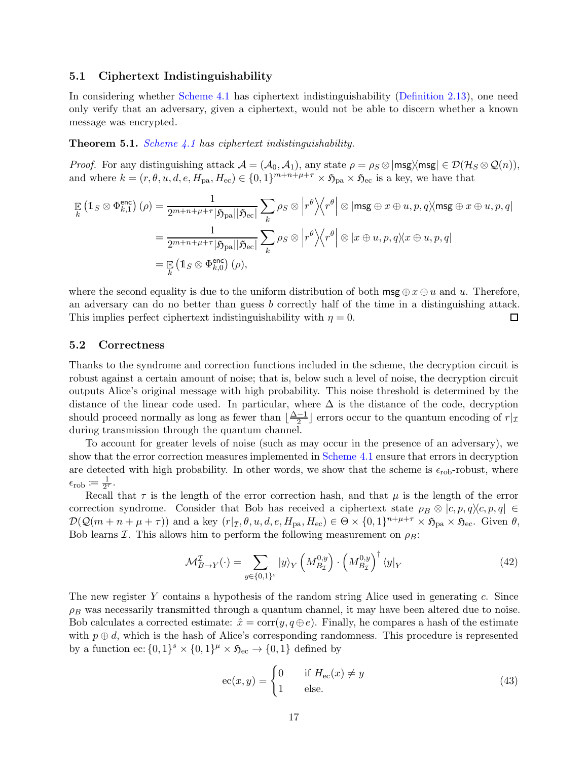### 5.1 Ciphertext Indistinguishability

In considering whether Scheme 4.1 has ciphertext indistinguishability (Definition 2.13), one need only verify that an adversary, given a ciphertext, would not be able to discern whether a known message was encrypted.

**Theorem 5.1.** *Scheme 4.1 has ciphertext indistinguishability.*

*Proof.* For any distinguishing attack $\mathcal{A} = (\mathcal{A}_0, \mathcal{A}_1)$, any state $\rho = \rho_S \otimes |\mathsf{msg}\rangle\langle\mathsf{msg}| \in \mathcal{D}(\mathcal{H}_S \otimes \mathcal{Q}(n))$, and where $k = (r, \theta, u, d, e, H_{\text{pa}}, H_{\text{ec}}) \in \{0,1\}^{m+n+\mu+\tau} \times \mathfrak{H}_{\text{pa}} \times \mathfrak{H}_{\text{ec}}$ is a key, we have that

$$
\begin{aligned}
\mathop{\mathbb{E}}_{k} \left(\mathbb{1}_S \otimes \Phi^{\mathsf{enc}}_{k,1}\right)(\rho) &= \frac{1}{2^{m+n+\mu+\tau}|\mathfrak{H}_{\text{pa}}||\mathfrak{H}_{\text{ec}}|} \sum_{k} \rho_S \otimes \left|r^{\theta}\middle\rangle\middle\langle r^{\theta}\right| \otimes |\mathsf{msg} \oplus x \oplus u, p, q\rangle\langle \mathsf{msg} \oplus x \oplus u, p, q| \\
&= \frac{1}{2^{m+n+\mu+\tau}|\mathfrak{H}_{\text{pa}}||\mathfrak{H}_{\text{ec}}|} \sum_{k} \rho_S \otimes \left|r^{\theta}\middle\rangle\middle\langle r^{\theta}\right| \otimes |x \oplus u, p, q\rangle\langle x \oplus u, p, q| \\
&= \mathop{\mathbb{E}}_{k} \left(\mathbb{1}_S \otimes \Phi^{\mathsf{enc}}_{k,0}\right)(\rho),
\end{aligned}
$$

where the second equality is due to the uniform distribution of both $\mathsf{msg} \oplus x \oplus u$ and $u$. Therefore, an adversary can do no better than guess $b$ correctly half of the time in a distinguishing attack. This implies perfect ciphertext indistinguishability with $\eta = 0$. ☐

### 5.2 Correctness

Thanks to the syndrome and correction functions included in the scheme, the decryption circuit is robust against a certain amount of noise; that is, below such a level of noise, the decryption circuit outputs Alice's original message with high probability. This noise threshold is determined by the distance of the linear code used. In particular, where $\Delta$ is the distance of the code, decryption should proceed normally as long as fewer than $\lfloor \frac{\Delta-1}{2} \rfloor$ errors occur to the quantum encoding of $r|_{\mathcal{I}}$ during transmission through the quantum channel.

To account for greater levels of noise (such as may occur in the presence of an adversary), we show that the error correction measures implemented in Scheme 4.1 ensure that errors in decryption are detected with high probability. In other words, we show that the scheme is $\epsilon_{\text{rob}}$-robust, where $\epsilon_{\text{rob}} := \frac{1}{2^{\tau}}$.

Recall that $\tau$ is the length of the error correction hash, and that $\mu$ is the length of the error correction syndrome. Consider that Bob has received a ciphertext state $\rho_B \otimes |c, p, q\rangle\langle c, p, q| \in \mathcal{D}(\mathcal{Q}(m+n+\mu+\tau))$ and a key $(r|_{\bar{\mathcal{I}}}, \theta, u, d, e, H_{\text{pa}}, H_{\text{ec}}) \in \Theta \times \{0,1\}^{n+\mu+\tau} \times \mathfrak{H}_{\text{pa}} \times \mathfrak{H}_{\text{ec}}$. Given $\theta$, Bob learns $\mathcal{I}$. This allows him to perform the following measurement on $\rho_B$:

$$
\mathcal{M}^{\mathcal{I}}_{B\to Y}(\cdot) = \sum_{y \in \{0,1\}^s} |y\rangle_Y \left(M^{0,y}_{B_{\mathcal{I}}}\right) \cdot \left(M^{0,y}_{B_{\mathcal{I}}}\right)^{\dagger} \langle y|_Y \tag{42}
$$

The new register $Y$ contains a hypothesis of the random string Alice used in generating $c$. Since $\rho_B$ was necessarily transmitted through a quantum channel, it may have been altered due to noise. Bob calculates a corrected estimate: $\hat{x} = \text{corr}(y, q \oplus e)$. Finally, he compares a hash of the estimate with $p \oplus d$, which is the hash of Alice's corresponding randomness. This procedure is represented by a function $\text{ec}\colon \{0,1\}^s \times \{0,1\}^{\mu} \times \mathfrak{H}_{\text{ec}} \to \{0,1\}$ defined by

$$
\text{ec}(x, y) = \begin{cases} 0 & \text{if } H_{\text{ec}}(x) \neq y \\ 1 & \text{else.} \end{cases} \tag{43}
$$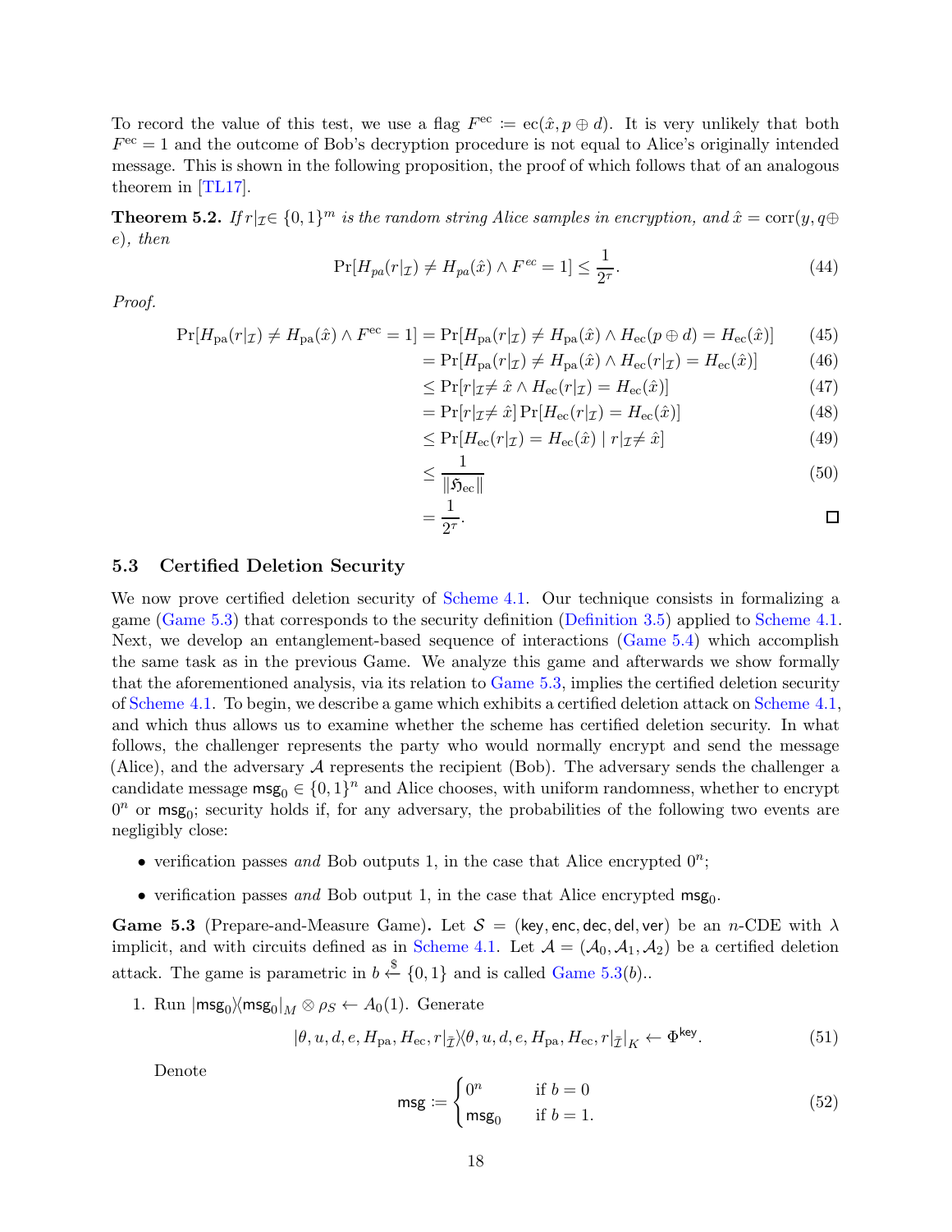To record the value of this test, we use a flag $F^{\mathrm{ec}} \coloneqq \mathrm{ec}(\hat{x}, p \oplus d)$. It is very unlikely that both $F^{\mathrm{ec}} = 1$ and the outcome of Bob's decryption procedure is not equal to Alice's originally intended message. This is shown in the following proposition, the proof of which follows that of an analogous theorem in [TL17].

**Theorem 5.2.** *If $r|_{\mathcal{I}} \in \{0,1\}^m$ is the random string Alice samples in encryption, and $\hat{x} = \mathrm{corr}(y, q \oplus e)$, then*

$$\Pr[H_{pa}(r|_{\mathcal{I}}) \neq H_{pa}(\hat{x}) \wedge F^{ec} = 1] \leq \frac{1}{2^{\tau}}. \tag{44}$$

*Proof.*

$$\begin{aligned}
\Pr[H_{\mathrm{pa}}(r|_{\mathcal{I}}) \neq H_{\mathrm{pa}}(\hat{x}) \wedge F^{\mathrm{ec}} = 1] &= \Pr[H_{\mathrm{pa}}(r|_{\mathcal{I}}) \neq H_{\mathrm{pa}}(\hat{x}) \wedge H_{\mathrm{ec}}(p \oplus d) = H_{\mathrm{ec}}(\hat{x})] && (45)\\
&= \Pr[H_{\mathrm{pa}}(r|_{\mathcal{I}}) \neq H_{\mathrm{pa}}(\hat{x}) \wedge H_{\mathrm{ec}}(r|_{\mathcal{I}}) = H_{\mathrm{ec}}(\hat{x})] && (46)\\
&\leq \Pr[r|_{\mathcal{I}} \neq \hat{x} \wedge H_{\mathrm{ec}}(r|_{\mathcal{I}}) = H_{\mathrm{ec}}(\hat{x})] && (47)\\
&= \Pr[r|_{\mathcal{I}} \neq \hat{x}] \Pr[H_{\mathrm{ec}}(r|_{\mathcal{I}}) = H_{\mathrm{ec}}(\hat{x})] && (48)\\
&\leq \Pr[H_{\mathrm{ec}}(r|_{\mathcal{I}}) = H_{\mathrm{ec}}(\hat{x}) \mid r|_{\mathcal{I}} \neq \hat{x}] && (49)\\
&\leq \frac{1}{\|\mathfrak{H}_{\mathrm{ec}}\|} && (50)\\
&= \frac{1}{2^{\tau}}.
\end{aligned}$$

□

## 5.3 Certified Deletion Security

We now prove certified deletion security of Scheme 4.1. Our technique consists in formalizing a game (Game 5.3) that corresponds to the security definition (Definition 3.5) applied to Scheme 4.1. Next, we develop an entanglement-based sequence of interactions (Game 5.4) which accomplish the same task as in the previous Game. We analyze this game and afterwards we show formally that the aforementioned analysis, via its relation to Game 5.3, implies the certified deletion security of Scheme 4.1. To begin, we describe a game which exhibits a certified deletion attack on Scheme 4.1, and which thus allows us to examine whether the scheme has certified deletion security. In what follows, the challenger represents the party who would normally encrypt and send the message (Alice), and the adversary $\mathcal{A}$ represents the recipient (Bob). The adversary sends the challenger a candidate message $\mathsf{msg}_0 \in \{0,1\}^n$ and Alice chooses, with uniform randomness, whether to encrypt $0^n$ or $\mathsf{msg}_0$; security holds if, for any adversary, the probabilities of the following two events are negligibly close:

- verification passes *and* Bob outputs 1, in the case that Alice encrypted $0^n$;
- verification passes *and* Bob output 1, in the case that Alice encrypted $\mathsf{msg}_0$.

**Game 5.3** (Prepare-and-Measure Game). Let $\mathcal{S} = (\mathsf{key}, \mathsf{enc}, \mathsf{dec}, \mathsf{del}, \mathsf{ver})$ be an $n$-CDE with $\lambda$ implicit, and with circuits defined as in Scheme 4.1. Let $\mathcal{A} = (\mathcal{A}_0, \mathcal{A}_1, \mathcal{A}_2)$ be a certified deletion attack. The game is parametric in $b \xleftarrow{\$} \{0,1\}$ and is called Game 5.3($b$)..

1. Run $|\mathsf{msg}_0\rangle\langle\mathsf{msg}_0|_M \otimes \rho_S \leftarrow A_0(1)$. Generate

$$|\theta, u, d, e, H_{\mathrm{pa}}, H_{\mathrm{ec}}, r|_{\bar{\mathcal{I}}}\rangle\langle\theta, u, d, e, H_{\mathrm{pa}}, H_{\mathrm{ec}}, r|_{\bar{\mathcal{I}}}|_K \leftarrow \Phi^{\mathsf{key}}. \tag{51}$$

   Denote

$$\mathsf{msg} \coloneqq \begin{cases} 0^n & \text{if } b = 0 \\ \mathsf{msg}_0 & \text{if } b = 1. \end{cases} \tag{52}$$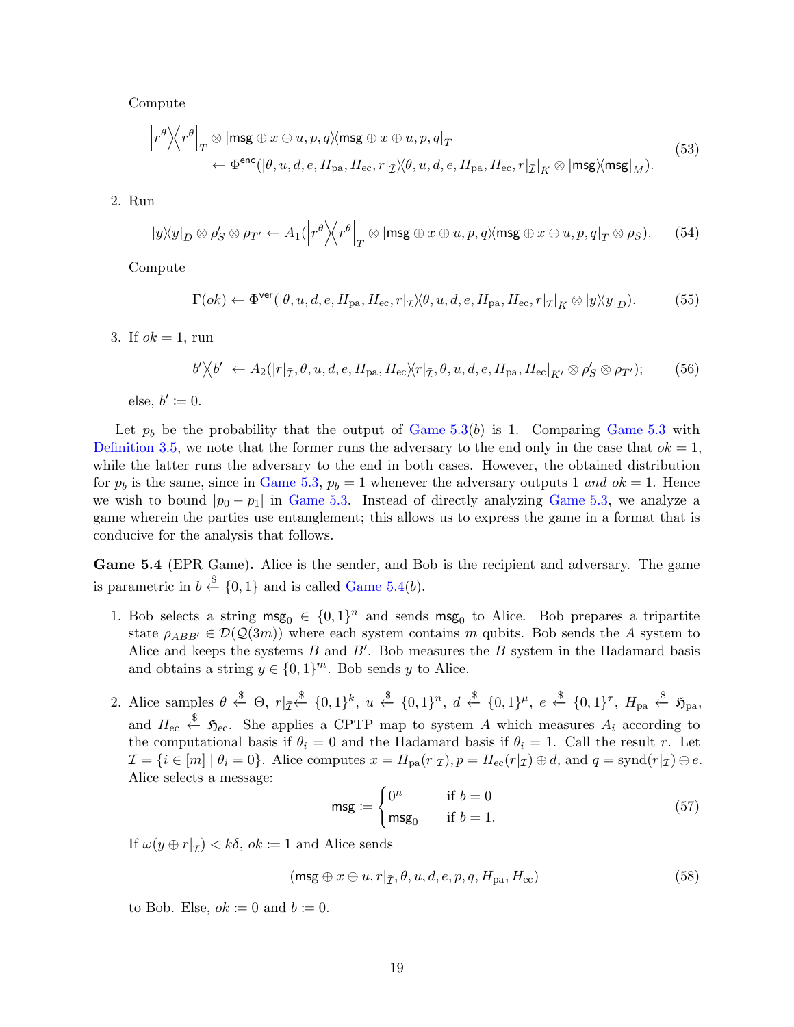Compute

$$\left|r^\theta\middle\rangle\!\middle\langle r^\theta\right|_T \otimes |\mathsf{msg} \oplus x \oplus u, p, q\rangle\!\langle \mathsf{msg} \oplus x \oplus u, p, q|_T \\ \leftarrow \Phi^{\mathsf{enc}}(|\theta, u, d, e, H_{\mathrm{pa}}, H_{\mathrm{ec}}, r|_{\bar{\mathcal{I}}}\rangle\!\langle\theta, u, d, e, H_{\mathrm{pa}}, H_{\mathrm{ec}}, r|_{\bar{\mathcal{I}}}|_K \otimes |\mathsf{msg}\rangle\!\langle\mathsf{msg}|_M). \tag{53}$$

2. Run

$$|y\rangle\!\langle y|_D \otimes \rho'_S \otimes \rho_{T'} \leftarrow A_1(\left|r^\theta\middle\rangle\!\middle\langle r^\theta\right|_T \otimes |\mathsf{msg} \oplus x \oplus u, p, q\rangle\!\langle \mathsf{msg} \oplus x \oplus u, p, q|_T \otimes \rho_S). \tag{54}$$

Compute

$$\Gamma(ok) \leftarrow \Phi^{\mathsf{ver}}(|\theta, u, d, e, H_{\mathrm{pa}}, H_{\mathrm{ec}}, r|_{\bar{\mathcal{I}}}\rangle\!\langle\theta, u, d, e, H_{\mathrm{pa}}, H_{\mathrm{ec}}, r|_{\bar{\mathcal{I}}}|_K \otimes |y\rangle\!\langle y|_D). \tag{55}$$

3. If $ok = 1$, run

$$|b'\rangle\!\langle b'| \leftarrow A_2(|r|_{\bar{\mathcal{I}}}, \theta, u, d, e, H_{\mathrm{pa}}, H_{\mathrm{ec}}\rangle\!\langle r|_{\bar{\mathcal{I}}}, \theta, u, d, e, H_{\mathrm{pa}}, H_{\mathrm{ec}}|_{K'} \otimes \rho'_S \otimes \rho_{T'}); \tag{56}$$

else, $b' := 0$.

Let $p_b$ be the probability that the output of Game 5.3($b$) is 1. Comparing Game 5.3 with Definition 3.5, we note that the former runs the adversary to the end only in the case that $ok = 1$, while the latter runs the adversary to the end in both cases. However, the obtained distribution for $p_b$ is the same, since in Game 5.3, $p_b = 1$ whenever the adversary outputs 1 *and* $ok = 1$. Hence we wish to bound $|p_0 - p_1|$ in Game 5.3. Instead of directly analyzing Game 5.3, we analyze a game wherein the parties use entanglement; this allows us to express the game in a format that is conducive for the analysis that follows.

**Game 5.4** (EPR Game)**.** Alice is the sender, and Bob is the recipient and adversary. The game is parametric in $b \xleftarrow{\$} \{0,1\}$ and is called Game 5.4($b$).

1. Bob selects a string $\mathsf{msg}_0 \in \{0,1\}^n$ and sends $\mathsf{msg}_0$ to Alice. Bob prepares a tripartite state $\rho_{ABB'} \in \mathcal{D}(\mathcal{Q}(3m))$ where each system contains $m$ qubits. Bob sends the $A$ system to Alice and keeps the systems $B$ and $B'$. Bob measures the $B$ system in the Hadamard basis and obtains a string $y \in \{0,1\}^m$. Bob sends $y$ to Alice.

2. Alice samples $\theta \xleftarrow{\$} \Theta$, $r|_{\bar{\mathcal{I}}} \xleftarrow{\$} \{0,1\}^k$, $u \xleftarrow{\$} \{0,1\}^n$, $d \xleftarrow{\$} \{0,1\}^\mu$, $e \xleftarrow{\$} \{0,1\}^\tau$, $H_{\mathrm{pa}} \xleftarrow{\$} \mathfrak{H}_{\mathrm{pa}}$, and $H_{\mathrm{ec}} \xleftarrow{\$} \mathfrak{H}_{\mathrm{ec}}$. She applies a CPTP map to system $A$ which measures $A_i$ according to the computational basis if $\theta_i = 0$ and the Hadamard basis if $\theta_i = 1$. Call the result $r$. Let $\mathcal{I} = \{i \in [m] \mid \theta_i = 0\}$. Alice computes $x = H_{\mathrm{pa}}(r|_{\mathcal{I}}), p = H_{\mathrm{ec}}(r|_{\mathcal{I}}) \oplus d$, and $q = \mathrm{synd}(r|_{\mathcal{I}}) \oplus e$. Alice selects a message:

$$\mathsf{msg} := \begin{cases} 0^n & \text{if } b = 0 \\ \mathsf{msg}_0 & \text{if } b = 1. \end{cases} \tag{57}$$

If $\omega(y \oplus r|_{\bar{\mathcal{I}}}) < k\delta$, $ok := 1$ and Alice sends

$$(\mathsf{msg} \oplus x \oplus u, r|_{\bar{\mathcal{I}}}, \theta, u, d, e, p, q, H_{\mathrm{pa}}, H_{\mathrm{ec}}) \tag{58}$$

to Bob. Else, $ok := 0$ and $b := 0$.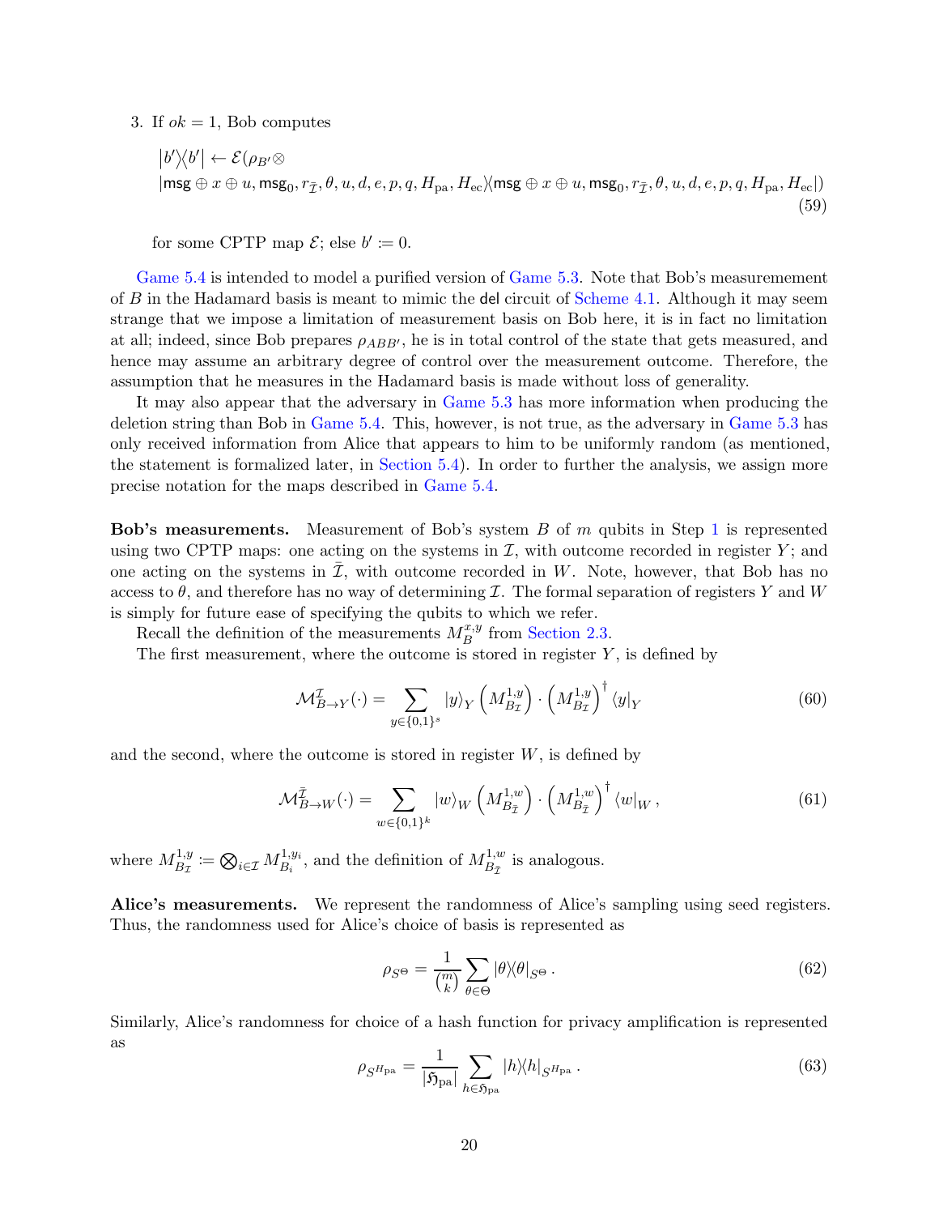3. If $ok = 1$, Bob computes

$$
\begin{aligned}
&|b'\rangle\langle b'| \leftarrow \mathcal{E}(\rho_{B'} \otimes \\
&|\mathsf{msg} \oplus x \oplus u, \mathsf{msg}_0, r_{\bar{\mathcal{I}}}, \theta, u, d, e, p, q, H_{\mathrm{pa}}, H_{\mathrm{ec}}\rangle\langle \mathsf{msg} \oplus x \oplus u, \mathsf{msg}_0, r_{\bar{\mathcal{I}}}, \theta, u, d, e, p, q, H_{\mathrm{pa}}, H_{\mathrm{ec}}|)
\end{aligned}
\tag{59}
$$

for some CPTP map $\mathcal{E}$; else $b' \coloneqq 0$.

Game 5.4 is intended to model a purified version of Game 5.3. Note that Bob's measurement of $B$ in the Hadamard basis is meant to mimic the $\mathsf{del}$ circuit of Scheme 4.1. Although it may seem strange that we impose a limitation of measurement basis on Bob here, it is in fact no limitation at all; indeed, since Bob prepares $\rho_{ABB'}$, he is in total control of the state that gets measured, and hence may assume an arbitrary degree of control over the measurement outcome. Therefore, the assumption that he measures in the Hadamard basis is made without loss of generality.

It may also appear that the adversary in Game 5.3 has more information when producing the deletion string than Bob in Game 5.4. This, however, is not true, as the adversary in Game 5.3 has only received information from Alice that appears to him to be uniformly random (as mentioned, the statement is formalized later, in Section 5.4). In order to further the analysis, we assign more precise notation for the maps described in Game 5.4.

**Bob's measurements.** Measurement of Bob's system $B$ of $m$ qubits in Step 1 is represented using two CPTP maps: one acting on the systems in $\mathcal{I}$, with outcome recorded in register $Y$; and one acting on the systems in $\bar{\mathcal{I}}$, with outcome recorded in $W$. Note, however, that Bob has no access to $\theta$, and therefore has no way of determining $\mathcal{I}$. The formal separation of registers $Y$ and $W$ is simply for future ease of specifying the qubits to which we refer.

Recall the definition of the measurements $M_B^{x,y}$ from Section 2.3.

The first measurement, where the outcome is stored in register $Y$, is defined by

$$
\mathcal{M}^{\mathcal{I}}_{B \to Y}(\cdot) = \sum_{y \in \{0,1\}^s} |y\rangle_Y \left(M^{1,y}_{B_{\mathcal{I}}}\right) \cdot \left(M^{1,y}_{B_{\mathcal{I}}}\right)^\dagger \langle y|_Y
\tag{60}
$$

and the second, where the outcome is stored in register $W$, is defined by

$$
\mathcal{M}^{\bar{\mathcal{I}}}_{B \to W}(\cdot) = \sum_{w \in \{0,1\}^k} |w\rangle_W \left(M^{1,w}_{B_{\bar{\mathcal{I}}}}\right) \cdot \left(M^{1,w}_{B_{\bar{\mathcal{I}}}}\right)^\dagger \langle w|_W \,,
\tag{61}
$$

where $M^{1,y}_{B_{\mathcal{I}}} \coloneqq \bigotimes_{i \in \mathcal{I}} M^{1,y_i}_{B_i}$, and the definition of $M^{1,w}_{B_{\bar{\mathcal{I}}}}$ is analogous.

**Alice's measurements.** We represent the randomness of Alice's sampling using seed registers. Thus, the randomness used for Alice's choice of basis is represented as

$$
\rho_{S^\Theta} = \frac{1}{\binom{m}{k}} \sum_{\theta \in \Theta} |\theta\rangle\langle\theta|_{S^\Theta} \,.
\tag{62}
$$

Similarly, Alice's randomness for choice of a hash function for privacy amplification is represented as

$$
\rho_{S^{H_{\mathrm{pa}}}} = \frac{1}{|\mathfrak{H}_{\mathrm{pa}}|} \sum_{h \in \mathfrak{H}_{\mathrm{pa}}} |h\rangle\langle h|_{S^{H_{\mathrm{pa}}}} \,.
\tag{63}
$$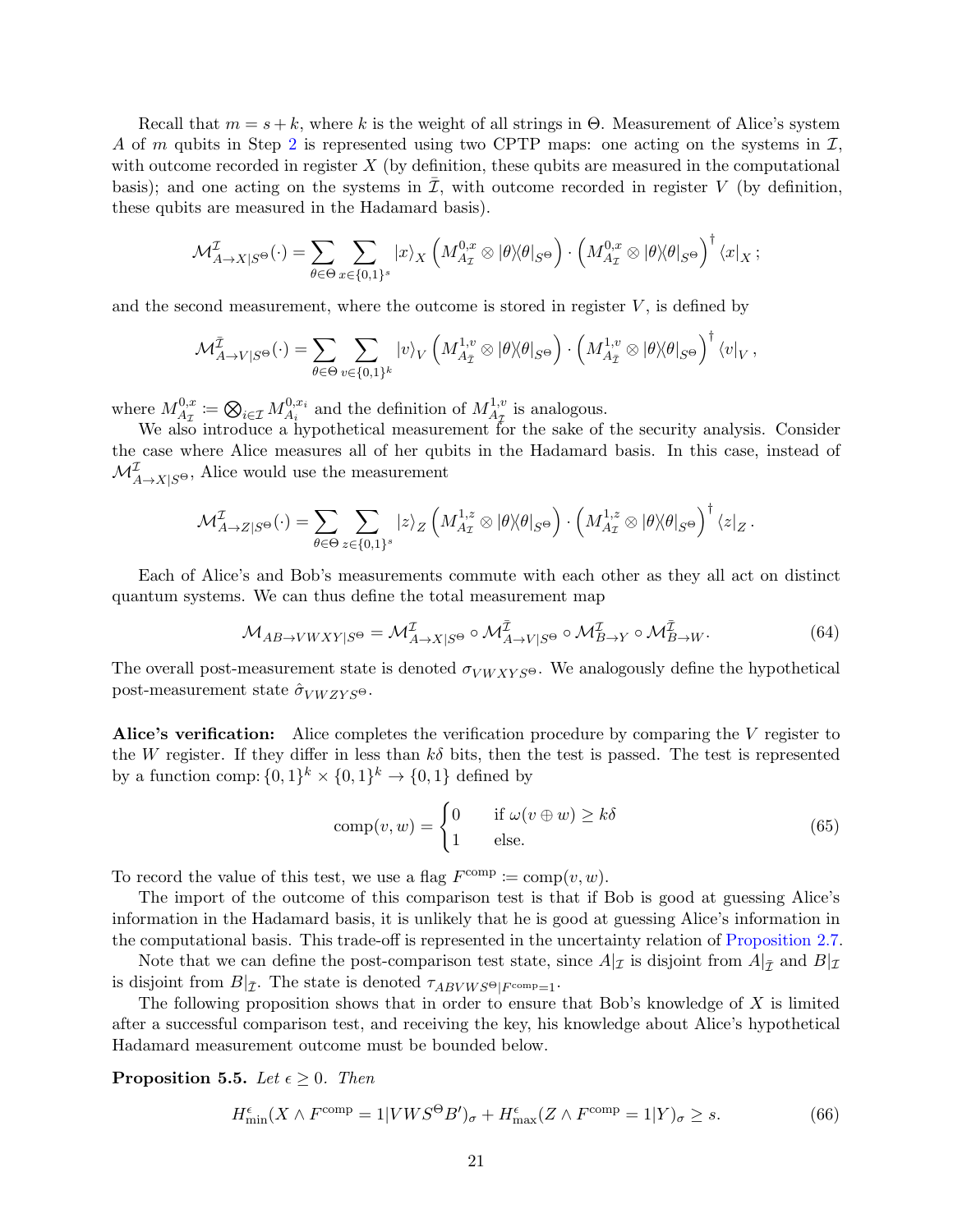Recall that $m = s + k$, where $k$ is the weight of all strings in $\Theta$. Measurement of Alice's system $A$ of $m$ qubits in Step 2 is represented using two CPTP maps: one acting on the systems in $\mathcal{I}$, with outcome recorded in register $X$ (by definition, these qubits are measured in the computational basis); and one acting on the systems in $\bar{\mathcal{I}}$, with outcome recorded in register $V$ (by definition, these qubits are measured in the Hadamard basis).

$$\mathcal{M}^{\mathcal{I}}_{A \to X|S^\Theta}(\cdot) = \sum_{\theta \in \Theta} \sum_{x \in \{0,1\}^s} |x\rangle_X \left( M^{0,x}_{A_\mathcal{I}} \otimes |\theta\rangle\!\langle\theta|_{S^\Theta} \right) \cdot \left( M^{0,x}_{A_\mathcal{I}} \otimes |\theta\rangle\!\langle\theta|_{S^\Theta} \right)^\dagger \langle x|_X \, ;$$

and the second measurement, where the outcome is stored in register $V$, is defined by

$$\mathcal{M}^{\bar{\mathcal{I}}}_{A \to V|S^\Theta}(\cdot) = \sum_{\theta \in \Theta} \sum_{v \in \{0,1\}^k} |v\rangle_V \left( M^{1,v}_{A_{\bar{\mathcal{I}}}} \otimes |\theta\rangle\!\langle\theta|_{S^\Theta} \right) \cdot \left( M^{1,v}_{A_{\bar{\mathcal{I}}}} \otimes |\theta\rangle\!\langle\theta|_{S^\Theta} \right)^\dagger \langle v|_V \, ,$$

where $M^{0,x}_{A_\mathcal{I}} \coloneqq \bigotimes_{i \in \mathcal{I}} M^{0,x_i}_{A_i}$ and the definition of $M^{1,v}_{A_{\bar{\mathcal{I}}}}$ is analogous.

We also introduce a hypothetical measurement for the sake of the security analysis. Consider the case where Alice measures all of her qubits in the Hadamard basis. In this case, instead of $\mathcal{M}^{\mathcal{I}}_{A \to X|S^\Theta}$, Alice would use the measurement

$$\mathcal{M}^{\mathcal{I}}_{A \to Z|S^\Theta}(\cdot) = \sum_{\theta \in \Theta} \sum_{z \in \{0,1\}^s} |z\rangle_Z \left( M^{1,z}_{A_\mathcal{I}} \otimes |\theta\rangle\!\langle\theta|_{S^\Theta} \right) \cdot \left( M^{1,z}_{A_\mathcal{I}} \otimes |\theta\rangle\!\langle\theta|_{S^\Theta} \right)^\dagger \langle z|_Z \, .$$

Each of Alice's and Bob's measurements commute with each other as they all act on distinct quantum systems. We can thus define the total measurement map

$$\mathcal{M}_{AB \to VWXY|S^\Theta} = \mathcal{M}^{\mathcal{I}}_{A \to X|S^\Theta} \circ \mathcal{M}^{\bar{\mathcal{I}}}_{A \to V|S^\Theta} \circ \mathcal{M}^{\mathcal{I}}_{B \to Y} \circ \mathcal{M}^{\bar{\mathcal{I}}}_{B \to W}. \tag{64}$$

The overall post-measurement state is denoted $\sigma_{VWXYS^\Theta}$. We analogously define the hypothetical post-measurement state $\hat{\sigma}_{VWZYS^\Theta}$.

**Alice's verification:** Alice completes the verification procedure by comparing the $V$ register to the $W$ register. If they differ in less than $k\delta$ bits, then the test is passed. The test is represented by a function comp: $\{0,1\}^k \times \{0,1\}^k \to \{0,1\}$ defined by

$$\text{comp}(v,w) = \begin{cases} 0 & \text{if } \omega(v \oplus w) \geq k\delta \\ 1 & \text{else.} \end{cases} \tag{65}$$

To record the value of this test, we use a flag $F^{\text{comp}} \coloneqq \text{comp}(v,w)$.

The import of the outcome of this comparison test is that if Bob is good at guessing Alice's information in the Hadamard basis, it is unlikely that he is good at guessing Alice's information in the computational basis. This trade-off is represented in the uncertainty relation of Proposition 2.7.

Note that we can define the post-comparison test state, since $A|_\mathcal{I}$ is disjoint from $A|_{\bar{\mathcal{I}}}$ and $B|_\mathcal{I}$ is disjoint from $B|_{\bar{\mathcal{I}}}$. The state is denoted $\tau_{ABVWS^\Theta|F^{\text{comp}}=1}$.

The following proposition shows that in order to ensure that Bob's knowledge of $X$ is limited after a successful comparison test, and receiving the key, his knowledge about Alice's hypothetical Hadamard measurement outcome must be bounded below.

**Proposition 5.5.** *Let $\epsilon \geq 0$. Then*

$$H^\epsilon_{\min}(X \wedge F^{\text{comp}} = 1 | VWS^\Theta B')_\sigma + H^\epsilon_{\max}(Z \wedge F^{\text{comp}} = 1 | Y)_\sigma \geq s. \tag{66}$$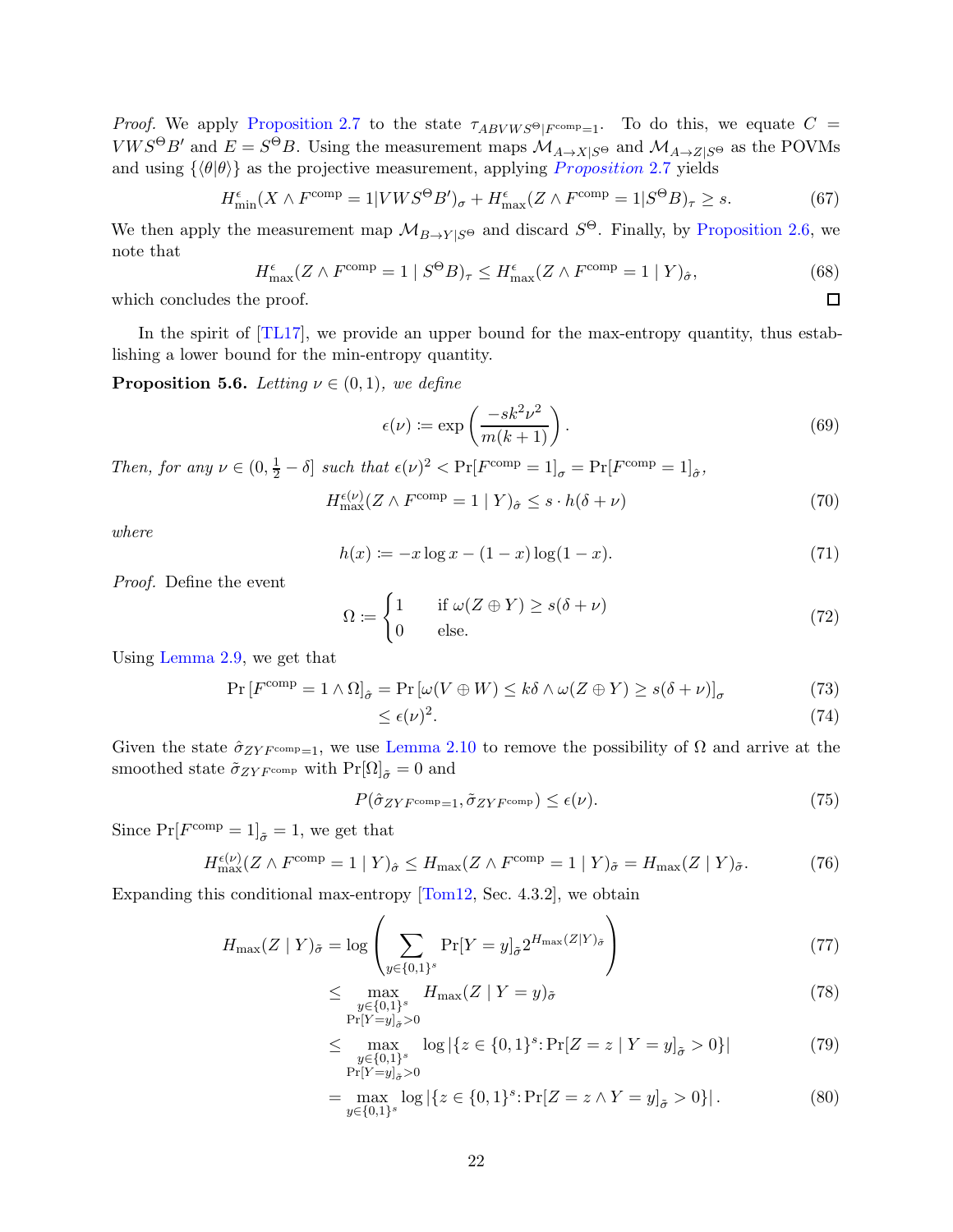*Proof.* We apply Proposition 2.7 to the state $\tau_{ABVWS^\Theta|F^{\mathrm{comp}}=1}$. To do this, we equate $C = VWS^\Theta B'$ and $E = S^\Theta B$. Using the measurement maps $\mathcal{M}_{A\to X|S^\Theta}$ and $\mathcal{M}_{A\to Z|S^\Theta}$ as the POVMs and using $\{\langle\theta|\theta\rangle\}$ as the projective measurement, applying *Proposition* 2.7 yields

$$H^{\epsilon}_{\min}(X \wedge F^{\mathrm{comp}} = 1|VWS^\Theta B')_\sigma + H^{\epsilon}_{\max}(Z \wedge F^{\mathrm{comp}} = 1|S^\Theta B)_\tau \geq s. \tag{67}$$

We then apply the measurement map $\mathcal{M}_{B\to Y|S^\Theta}$ and discard $S^\Theta$. Finally, by Proposition 2.6, we note that

$$H^{\epsilon}_{\max}(Z \wedge F^{\mathrm{comp}} = 1 \mid S^\Theta B)_\tau \leq H^{\epsilon}_{\max}(Z \wedge F^{\mathrm{comp}} = 1 \mid Y)_{\hat{\sigma}}, \tag{68}$$

which concludes the proof. □

In the spirit of [TL17], we provide an upper bound for the max-entropy quantity, thus establishing a lower bound for the min-entropy quantity.

**Proposition 5.6.** *Letting $\nu \in (0,1)$, we define*

$$\epsilon(\nu) := \exp\left(\frac{-sk^2\nu^2}{m(k+1)}\right). \tag{69}$$

*Then, for any $\nu \in (0, \frac{1}{2} - \delta]$ such that $\epsilon(\nu)^2 < \Pr[F^{\mathrm{comp}} = 1]_\sigma = \Pr[F^{\mathrm{comp}} = 1]_{\hat{\sigma}}$,*

$$H^{\epsilon(\nu)}_{\max}(Z \wedge F^{\mathrm{comp}} = 1 \mid Y)_{\hat{\sigma}} \leq s \cdot h(\delta + \nu) \tag{70}$$

*where*

$$h(x) := -x\log x - (1-x)\log(1-x). \tag{71}$$

*Proof.* Define the event

$$\Omega := \begin{cases} 1 & \text{if } \omega(Z \oplus Y) \geq s(\delta+\nu) \\ 0 & \text{else.} \end{cases} \tag{72}$$

Using Lemma 2.9, we get that

$$\Pr\left[F^{\mathrm{comp}} = 1 \wedge \Omega\right]_{\hat{\sigma}} = \Pr\left[\omega(V \oplus W) \leq k\delta \wedge \omega(Z \oplus Y) \geq s(\delta+\nu)\right]_\sigma \tag{73}$$

$$\leq \epsilon(\nu)^2. \tag{74}$$

Given the state $\hat{\sigma}_{ZYF^{\mathrm{comp}}=1}$, we use Lemma 2.10 to remove the possibility of $\Omega$ and arrive at the smoothed state $\tilde{\sigma}_{ZYF^{\mathrm{comp}}}$ with $\Pr[\Omega]_{\tilde{\sigma}} = 0$ and

$$P(\hat{\sigma}_{ZYF^{\mathrm{comp}}=1}, \tilde{\sigma}_{ZYF^{\mathrm{comp}}}) \leq \epsilon(\nu). \tag{75}$$

Since $\Pr[F^{\mathrm{comp}} = 1]_{\tilde{\sigma}} = 1$, we get that

$$H^{\epsilon(\nu)}_{\max}(Z \wedge F^{\mathrm{comp}} = 1 \mid Y)_{\hat{\sigma}} \leq H_{\max}(Z \wedge F^{\mathrm{comp}} = 1 \mid Y)_{\tilde{\sigma}} = H_{\max}(Z \mid Y)_{\tilde{\sigma}}. \tag{76}$$

Expanding this conditional max-entropy [Tom12, Sec. 4.3.2], we obtain

$$H_{\max}(Z \mid Y)_{\tilde{\sigma}} = \log\left(\sum_{y\in\{0,1\}^s} \Pr[Y=y]_{\tilde{\sigma}} 2^{H_{\max}(Z|Y)_{\tilde{\sigma}}}\right) \tag{77}$$

$$\leq \max_{\substack{y\in\{0,1\}^s \\ \Pr[Y=y]_{\tilde{\sigma}}>0}} H_{\max}(Z \mid Y=y)_{\tilde{\sigma}} \tag{78}$$

$$\leq \max_{\substack{y\in\{0,1\}^s \\ \Pr[Y=y]_{\tilde{\sigma}}>0}} \log\left|\{z \in \{0,1\}^s \colon \Pr[Z=z \mid Y=y]_{\tilde{\sigma}} > 0\}\right| \tag{79}$$

$$= \max_{y\in\{0,1\}^s} \log\left|\{z \in \{0,1\}^s \colon \Pr[Z=z \wedge Y=y]_{\tilde{\sigma}} > 0\}\right|. \tag{80}$$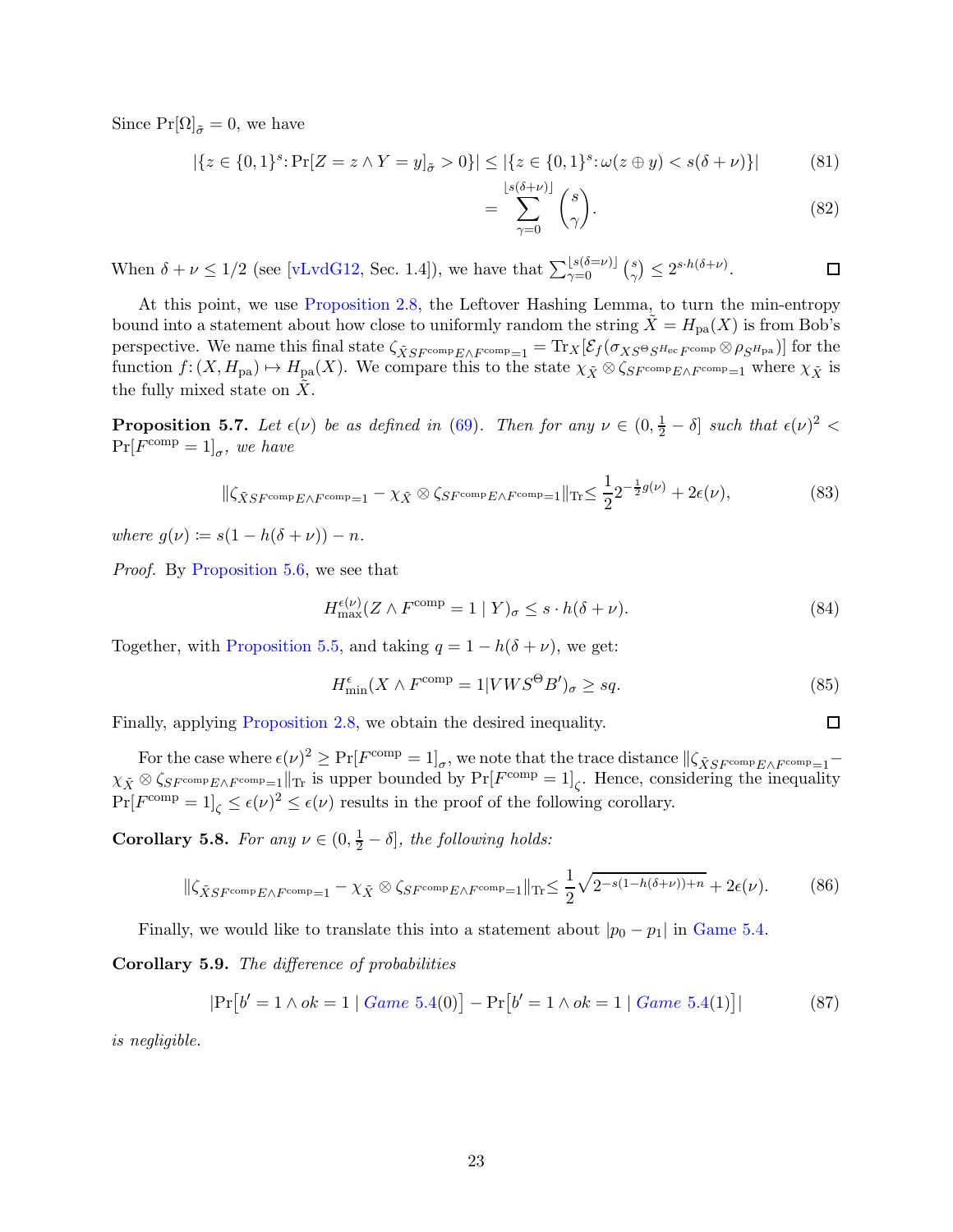Since $\Pr[\Omega]_{\tilde{\sigma}} = 0$, we have

$$|\{z \in \{0,1\}^s \colon \Pr[Z = z \wedge Y = y]_{\tilde{\sigma}} > 0\}| \leq |\{z \in \{0,1\}^s \colon \omega(z \oplus y) < s(\delta + \nu)\}| \tag{81}$$

$$= \sum_{\gamma=0}^{\lfloor s(\delta+\nu) \rfloor} \binom{s}{\gamma}. \tag{82}$$

When $\delta + \nu \leq 1/2$ (see [vLvdG12, Sec. 1.4]), we have that $\sum_{\gamma=0}^{\lfloor s(\delta=\nu) \rfloor} \binom{s}{\gamma} \leq 2^{s \cdot h(\delta+\nu)}$. ◻

At this point, we use Proposition 2.8, the Leftover Hashing Lemma, to turn the min-entropy bound into a statement about how close to uniformly random the string $\tilde{X} = H_{\mathrm{pa}}(X)$ is from Bob's perspective. We name this final state $\zeta_{\tilde{X}SF^{\mathrm{comp}}E \wedge F^{\mathrm{comp}}=1} = \mathrm{Tr}_X[\mathcal{E}_f(\sigma_{XS^\Theta S^{H_{\mathrm{ec}}}F^{\mathrm{comp}}} \otimes \rho_{S^{H_{\mathrm{pa}}}})]$ for the function $f \colon (X, H_{\mathrm{pa}}) \mapsto H_{\mathrm{pa}}(X)$. We compare this to the state $\chi_{\tilde{X}} \otimes \zeta_{SF^{\mathrm{comp}}E \wedge F^{\mathrm{comp}}=1}$ where $\chi_{\tilde{X}}$ is the fully mixed state on $\tilde{X}$.

**Proposition 5.7.** *Let $\epsilon(\nu)$ be as defined in (69). Then for any $\nu \in (0, \frac{1}{2} - \delta]$ such that $\epsilon(\nu)^2 < \Pr[F^{\mathrm{comp}} = 1]_\sigma$, we have*

$$\|\zeta_{\tilde{X}SF^{\mathrm{comp}}E \wedge F^{\mathrm{comp}}=1} - \chi_{\tilde{X}} \otimes \zeta_{SF^{\mathrm{comp}}E \wedge F^{\mathrm{comp}}=1}\|_{\mathrm{Tr}} \leq \frac{1}{2} 2^{-\frac{1}{2}g(\nu)} + 2\epsilon(\nu), \tag{83}$$

*where $g(\nu) := s(1 - h(\delta + \nu)) - n$.*

*Proof.* By Proposition 5.6, we see that

$$H_{\max}^{\epsilon(\nu)}(Z \wedge F^{\mathrm{comp}} = 1 \mid Y)_\sigma \leq s \cdot h(\delta + \nu). \tag{84}$$

Together, with Proposition 5.5, and taking $q = 1 - h(\delta + \nu)$, we get:

$$H_{\min}^{\epsilon}(X \wedge F^{\mathrm{comp}} = 1 | VWS^\Theta B')_\sigma \geq sq. \tag{85}$$

Finally, applying Proposition 2.8, we obtain the desired inequality. ◻

For the case where $\epsilon(\nu)^2 \geq \Pr[F^{\mathrm{comp}} = 1]_\sigma$, we note that the trace distance $\|\zeta_{\tilde{X}SF^{\mathrm{comp}}E \wedge F^{\mathrm{comp}}=1} - \chi_{\tilde{X}} \otimes \zeta_{SF^{\mathrm{comp}}E \wedge F^{\mathrm{comp}}=1}\|_{\mathrm{Tr}}$ is upper bounded by $\Pr[F^{\mathrm{comp}} = 1]_\zeta$. Hence, considering the inequality $\Pr[F^{\mathrm{comp}} = 1]_\zeta \leq \epsilon(\nu)^2 \leq \epsilon(\nu)$ results in the proof of the following corollary.

**Corollary 5.8.** *For any $\nu \in (0, \frac{1}{2} - \delta]$, the following holds:*

$$\|\zeta_{\tilde{X}SF^{\mathrm{comp}}E \wedge F^{\mathrm{comp}}=1} - \chi_{\tilde{X}} \otimes \zeta_{SF^{\mathrm{comp}}E \wedge F^{\mathrm{comp}}=1}\|_{\mathrm{Tr}} \leq \frac{1}{2}\sqrt{2^{-s(1-h(\delta+\nu))+n}} + 2\epsilon(\nu). \tag{86}$$

Finally, we would like to translate this into a statement about $|p_0 - p_1|$ in Game 5.4.

**Corollary 5.9.** *The difference of probabilities*

$$|\Pr[b' = 1 \wedge ok = 1 \mid \text{Game 5.4}(0)] - \Pr[b' = 1 \wedge ok = 1 \mid \text{Game 5.4}(1)]| \tag{87}$$

*is negligible.*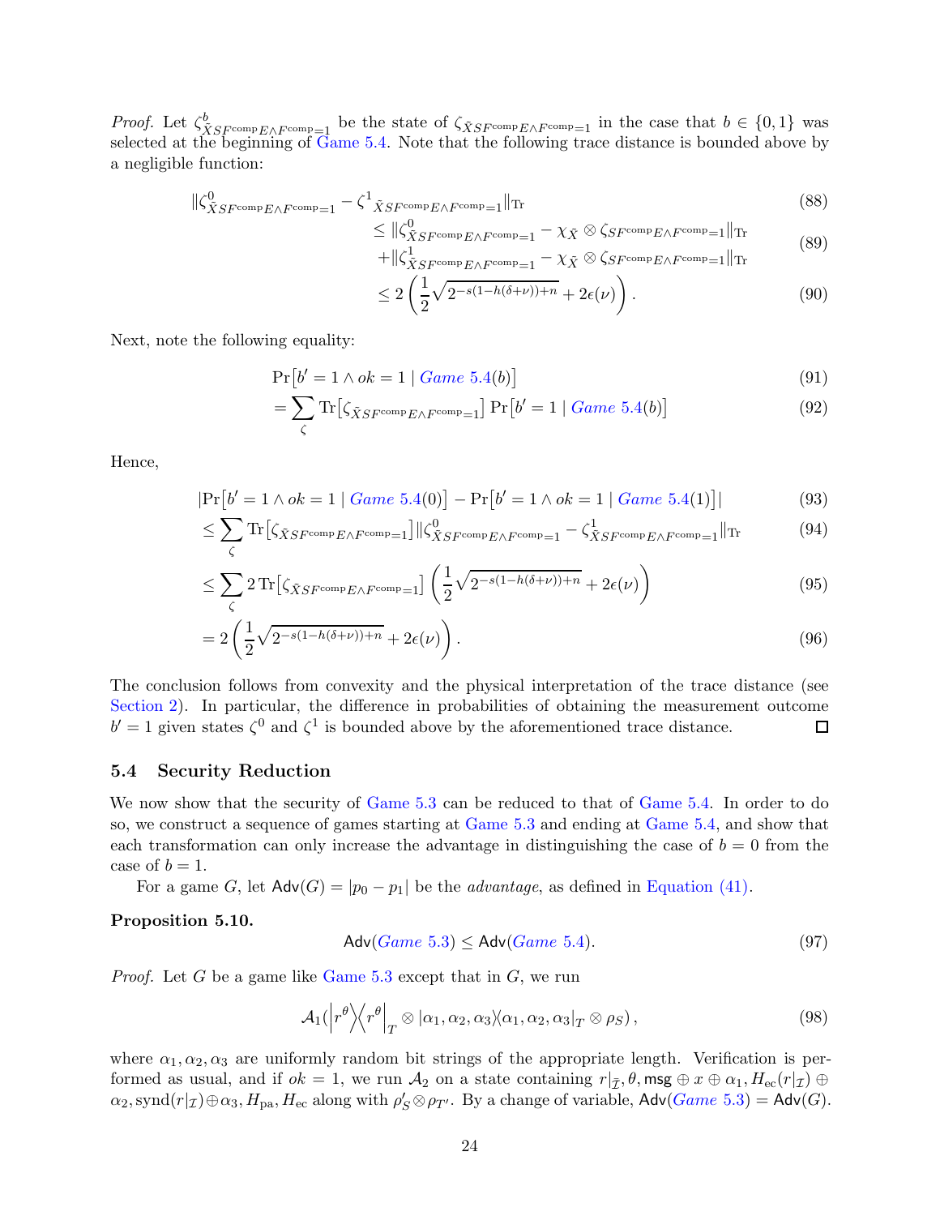*Proof.* Let $\zeta^b_{\tilde{X}SF^{\text{comp}}E\wedge F^{\text{comp}}=1}$ be the state of $\zeta_{\tilde{X}SF^{\text{comp}}E\wedge F^{\text{comp}}=1}$ in the case that $b \in \{0,1\}$ was selected at the beginning of Game 5.4. Note that the following trace distance is bounded above by a negligible function:

$$
\begin{aligned}
&\|\zeta^0_{\tilde{X}SF^{\text{comp}}E\wedge F^{\text{comp}}=1} - \zeta^1{}_{\tilde{X}SF^{\text{comp}}E\wedge F^{\text{comp}}=1}\|_{\text{Tr}} && (88)\\
&\qquad \le \|\zeta^0_{\tilde{X}SF^{\text{comp}}E\wedge F^{\text{comp}}=1} - \chi_{\tilde{X}} \otimes \zeta_{SF^{\text{comp}}E\wedge F^{\text{comp}}=1}\|_{\text{Tr}} \\
&\qquad\quad + \|\zeta^1_{\tilde{X}SF^{\text{comp}}E\wedge F^{\text{comp}}=1} - \chi_{\tilde{X}} \otimes \zeta_{SF^{\text{comp}}E\wedge F^{\text{comp}}=1}\|_{\text{Tr}} && (89)\\
&\qquad \le 2\left(\frac{1}{2}\sqrt{2^{-s(1-h(\delta+\nu))+n}} + 2\epsilon(\nu)\right). && (90)
\end{aligned}
$$

Next, note the following equality:

$$
\begin{aligned}
&\Pr\big[b' = 1 \wedge ok = 1 \mid \textit{Game 5.4}(b)\big] && (91)\\
&= \sum_{\zeta} \operatorname{Tr}\big[\zeta_{\tilde{X}SF^{\text{comp}}E\wedge F^{\text{comp}}=1}\big] \Pr\big[b' = 1 \mid \textit{Game 5.4}(b)\big] && (92)
\end{aligned}
$$

Hence,

$$
\begin{aligned}
&|\Pr\big[b' = 1 \wedge ok = 1 \mid \textit{Game 5.4}(0)\big] - \Pr\big[b' = 1 \wedge ok = 1 \mid \textit{Game 5.4}(1)\big]| && (93)\\
&\le \sum_{\zeta} \operatorname{Tr}\big[\zeta_{\tilde{X}SF^{\text{comp}}E\wedge F^{\text{comp}}=1}\big] \|\zeta^0_{\tilde{X}SF^{\text{comp}}E\wedge F^{\text{comp}}=1} - \zeta^1_{\tilde{X}SF^{\text{comp}}E\wedge F^{\text{comp}}=1}\|_{\text{Tr}} && (94)\\
&\le \sum_{\zeta} 2\operatorname{Tr}\big[\zeta_{\tilde{X}SF^{\text{comp}}E\wedge F^{\text{comp}}=1}\big]\left(\frac{1}{2}\sqrt{2^{-s(1-h(\delta+\nu))+n}} + 2\epsilon(\nu)\right) && (95)\\
&= 2\left(\frac{1}{2}\sqrt{2^{-s(1-h(\delta+\nu))+n}} + 2\epsilon(\nu)\right). && (96)
\end{aligned}
$$

The conclusion follows from convexity and the physical interpretation of the trace distance (see Section 2). In particular, the difference in probabilities of obtaining the measurement outcome $b' = 1$ given states $\zeta^0$ and $\zeta^1$ is bounded above by the aforementioned trace distance. □

### 5.4 Security Reduction

We now show that the security of Game 5.3 can be reduced to that of Game 5.4. In order to do so, we construct a sequence of games starting at Game 5.3 and ending at Game 5.4, and show that each transformation can only increase the advantage in distinguishing the case of $b = 0$ from the case of $b = 1$.

For a game $G$, let $\mathsf{Adv}(G) = |p_0 - p_1|$ be the *advantage*, as defined in Equation (41).

**Proposition 5.10.**

$$
\mathsf{Adv}(\textit{Game 5.3}) \le \mathsf{Adv}(\textit{Game 5.4}). \tag{97}
$$

*Proof.* Let $G$ be a game like Game 5.3 except that in $G$, we run

$$
\mathcal{A}_1(\big|r^\theta\big\rangle\big\langle r^\theta\big|_T \otimes |\alpha_1, \alpha_2, \alpha_3\rangle\langle\alpha_1, \alpha_2, \alpha_3|_T \otimes \rho_S), \tag{98}
$$

where $\alpha_1, \alpha_2, \alpha_3$ are uniformly random bit strings of the appropriate length. Verification is performed as usual, and if $ok = 1$, we run $\mathcal{A}_2$ on a state containing $r|_{\bar{\mathcal{I}}}, \theta, \mathsf{msg} \oplus x \oplus \alpha_1, H_{\text{ec}}(r|_{\mathcal{I}}) \oplus \alpha_2, \text{synd}(r|_{\mathcal{I}}) \oplus \alpha_3, H_{\text{pa}}, H_{\text{ec}}$ along with $\rho'_S \otimes \rho_{T'}$. By a change of variable, $\mathsf{Adv}(\textit{Game 5.3}) = \mathsf{Adv}(G)$.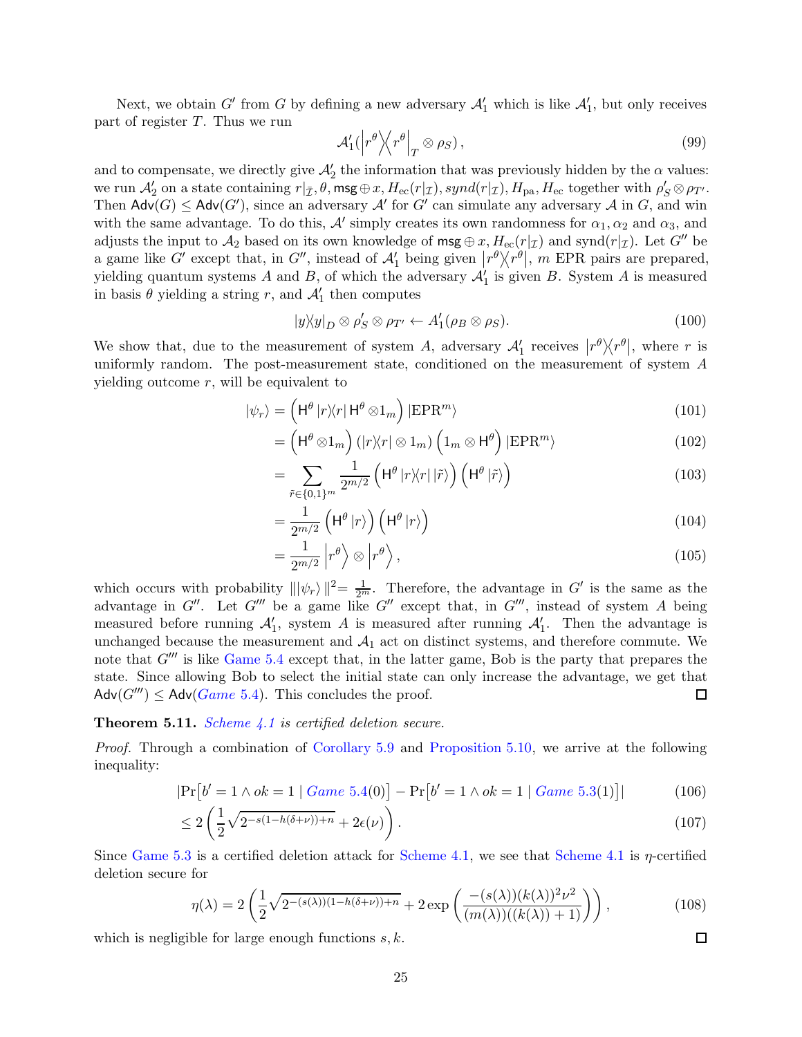Next, we obtain $G'$ from $G$ by defining a new adversary $\mathcal{A}'_1$ which is like $\mathcal{A}'_1$, but only receives part of register $T$. Thus we run

$$\mathcal{A}'_1(\left|r^\theta\middle\rangle\!\middle\langle r^\theta\right|_T \otimes \rho_S)\,, \tag{99}$$

and to compensate, we directly give $\mathcal{A}'_2$ the information that was previously hidden by the $\alpha$ values: we run $\mathcal{A}'_2$ on a state containing $r|_{\bar{\mathcal{I}}}, \theta, \mathsf{msg} \oplus x, H_{\mathrm{ec}}(r|_{\mathcal{I}}), synd(r|_{\mathcal{I}}), H_{\mathrm{pa}}, H_{\mathrm{ec}}$ together with $\rho'_S \otimes \rho_{T'}$. Then $\mathsf{Adv}(G) \leq \mathsf{Adv}(G')$, since an adversary $\mathcal{A}'$ for $G'$ can simulate any adversary $\mathcal{A}$ in $G$, and win with the same advantage. To do this, $\mathcal{A}'$ simply creates its own randomness for $\alpha_1, \alpha_2$ and $\alpha_3$, and adjusts the input to $\mathcal{A}_2$ based on its own knowledge of $\mathsf{msg} \oplus x, H_{\mathrm{ec}}(r|_{\mathcal{I}})$ and $\mathrm{synd}(r|_{\mathcal{I}})$. Let $G''$ be a game like $G'$ except that, in $G''$, instead of $\mathcal{A}'_1$ being given $\left|r^\theta\middle\rangle\!\middle\langle r^\theta\right|$, $m$ EPR pairs are prepared, yielding quantum systems $A$ and $B$, of which the adversary $\mathcal{A}'_1$ is given $B$. System $A$ is measured in basis $\theta$ yielding a string $r$, and $\mathcal{A}'_1$ then computes

$$|y\rangle\!\langle y|_D \otimes \rho'_S \otimes \rho_{T'} \leftarrow A'_1(\rho_B \otimes \rho_S). \tag{100}$$

We show that, due to the measurement of system $A$, adversary $\mathcal{A}'_1$ receives $\left|r^\theta\middle\rangle\!\middle\langle r^\theta\right|$, where $r$ is uniformly random. The post-measurement state, conditioned on the measurement of system $A$ yielding outcome $r$, will be equivalent to

$$
\begin{aligned}
|\psi_r\rangle &= \left(\mathsf{H}^\theta\,|r\rangle\!\langle r|\,\mathsf{H}^\theta \otimes 1_m\right)|\mathrm{EPR}^m\rangle & (101)\\
&= \left(\mathsf{H}^\theta \otimes 1_m\right)\left(|r\rangle\!\langle r| \otimes 1_m\right)\left(1_m \otimes \mathsf{H}^\theta\right)|\mathrm{EPR}^m\rangle & (102)\\
&= \sum_{\tilde{r}\in\{0,1\}^m} \frac{1}{2^{m/2}}\left(\mathsf{H}^\theta\,|r\rangle\!\langle r|\,|\tilde{r}\rangle\right)\left(\mathsf{H}^\theta\,|\tilde{r}\rangle\right) & (103)\\
&= \frac{1}{2^{m/2}}\left(\mathsf{H}^\theta\,|r\rangle\right)\left(\mathsf{H}^\theta\,|r\rangle\right) & (104)\\
&= \frac{1}{2^{m/2}}\left|r^\theta\right\rangle \otimes \left|r^\theta\right\rangle, & (105)
\end{aligned}
$$

which occurs with probability $\|\,|\psi_r\rangle\,\|^2 = \frac{1}{2^m}$. Therefore, the advantage in $G'$ is the same as the advantage in $G''$. Let $G'''$ be a game like $G''$ except that, in $G'''$, instead of system $A$ being measured before running $\mathcal{A}'_1$, system $A$ is measured after running $\mathcal{A}'_1$. Then the advantage is unchanged because the measurement and $\mathcal{A}_1$ act on distinct systems, and therefore commute. We note that $G'''$ is like Game 5.4 except that, in the latter game, Bob is the party that prepares the state. Since allowing Bob to select the initial state can only increase the advantage, we get that $\mathsf{Adv}(G''') \leq \mathsf{Adv}(\textit{Game } 5.4)$. This concludes the proof. ◻

**Theorem 5.11.** *Scheme 4.1 is certified deletion secure.*

*Proof.* Through a combination of Corollary 5.9 and Proposition 5.10, we arrive at the following inequality:

$$
\begin{aligned}
&\left|\Pr\!\left[b' = 1 \wedge ok = 1 \mid \textit{Game } 5.4(0)\right] - \Pr\!\left[b' = 1 \wedge ok = 1 \mid \textit{Game } 5.3(1)\right]\right| & (106)\\
&\leq 2\left(\frac{1}{2}\sqrt{2^{-s(1-h(\delta+\nu))+n}} + 2\epsilon(\nu)\right). & (107)
\end{aligned}
$$

Since Game 5.3 is a certified deletion attack for Scheme 4.1, we see that Scheme 4.1 is $\eta$-certified deletion secure for

$$\eta(\lambda) = 2\left(\frac{1}{2}\sqrt{2^{-(s(\lambda))(1-h(\delta+\nu))+n}} + 2\exp\left(\frac{-(s(\lambda))(k(\lambda))^2\nu^2}{(m(\lambda))((k(\lambda))+1)}\right)\right), \tag{108}$$

which is negligible for large enough functions $s, k$. ◻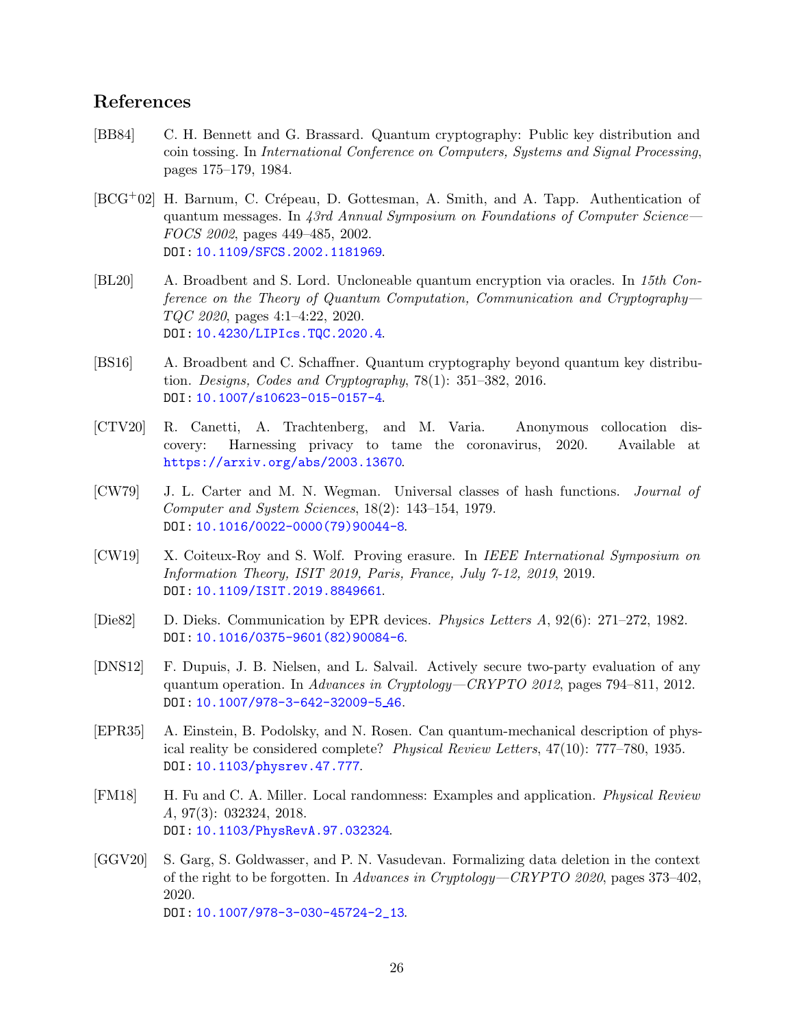## References

[BB84] C. H. Bennett and G. Brassard. Quantum cryptography: Public key distribution and coin tossing. In *International Conference on Computers, Systems and Signal Processing*, pages 175–179, 1984.

[BCG+02] H. Barnum, C. Crépeau, D. Gottesman, A. Smith, and A. Tapp. Authentication of quantum messages. In *43rd Annual Symposium on Foundations of Computer Science—FOCS 2002*, pages 449–485, 2002.
DOI: 10.1109/SFCS.2002.1181969.

[BL20] A. Broadbent and S. Lord. Uncloneable quantum encryption via oracles. In *15th Conference on the Theory of Quantum Computation, Communication and Cryptography—TQC 2020*, pages 4:1–4:22, 2020.
DOI: 10.4230/LIPIcs.TQC.2020.4.

[BS16] A. Broadbent and C. Schaffner. Quantum cryptography beyond quantum key distribution. *Designs, Codes and Cryptography*, 78(1): 351–382, 2016.
DOI: 10.1007/s10623-015-0157-4.

[CTV20] R. Canetti, A. Trachtenberg, and M. Varia. Anonymous collocation discovery: Harnessing privacy to tame the coronavirus, 2020. Available at https://arxiv.org/abs/2003.13670.

[CW79] J. L. Carter and M. N. Wegman. Universal classes of hash functions. *Journal of Computer and System Sciences*, 18(2): 143–154, 1979.
DOI: 10.1016/0022-0000(79)90044-8.

[CW19] X. Coiteux-Roy and S. Wolf. Proving erasure. In *IEEE International Symposium on Information Theory, ISIT 2019, Paris, France, July 7-12, 2019*, 2019.
DOI: 10.1109/ISIT.2019.8849661.

[Die82] D. Dieks. Communication by EPR devices. *Physics Letters A*, 92(6): 271–272, 1982.
DOI: 10.1016/0375-9601(82)90084-6.

[DNS12] F. Dupuis, J. B. Nielsen, and L. Salvail. Actively secure two-party evaluation of any quantum operation. In *Advances in Cryptology—CRYPTO 2012*, pages 794–811, 2012.
DOI: 10.1007/978-3-642-32009-5_46.

[EPR35] A. Einstein, B. Podolsky, and N. Rosen. Can quantum-mechanical description of physical reality be considered complete? *Physical Review Letters*, 47(10): 777–780, 1935.
DOI: 10.1103/physrev.47.777.

[FM18] H. Fu and C. A. Miller. Local randomness: Examples and application. *Physical Review A*, 97(3): 032324, 2018.
DOI: 10.1103/PhysRevA.97.032324.

[GGV20] S. Garg, S. Goldwasser, and P. N. Vasudevan. Formalizing data deletion in the context of the right to be forgotten. In *Advances in Cryptology—CRYPTO 2020*, pages 373–402, 2020.
DOI: 10.1007/978-3-030-45724-2_13.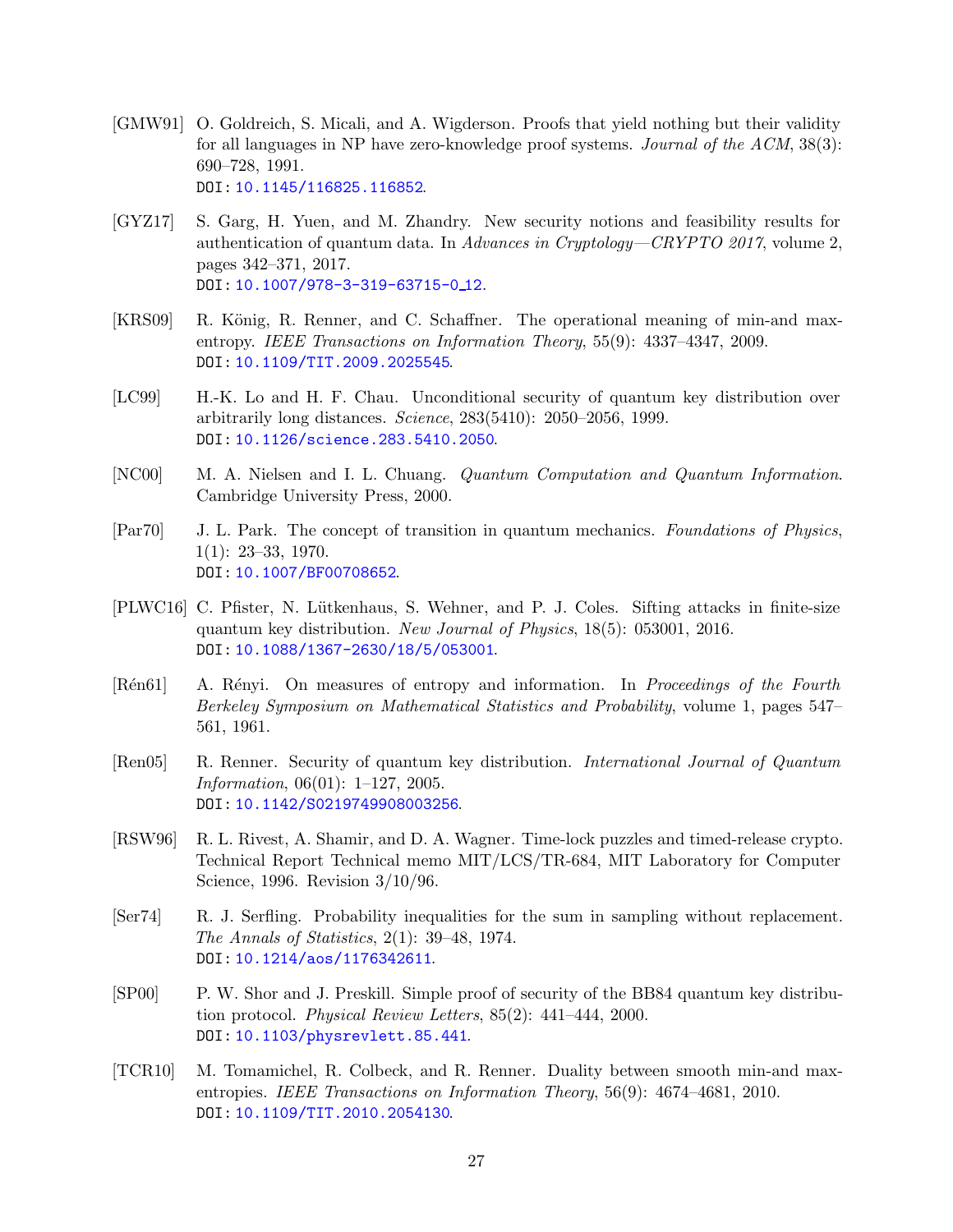[GMW91] O. Goldreich, S. Micali, and A. Wigderson. Proofs that yield nothing but their validity for all languages in NP have zero-knowledge proof systems. *Journal of the ACM*, 38(3): 690–728, 1991.
DOI: 10.1145/116825.116852.

[GYZ17] S. Garg, H. Yuen, and M. Zhandry. New security notions and feasibility results for authentication of quantum data. In *Advances in Cryptology—CRYPTO 2017*, volume 2, pages 342–371, 2017.
DOI: 10.1007/978-3-319-63715-0_12.

[KRS09] R. König, R. Renner, and C. Schaffner. The operational meaning of min-and max-entropy. *IEEE Transactions on Information Theory*, 55(9): 4337–4347, 2009.
DOI: 10.1109/TIT.2009.2025545.

[LC99] H.-K. Lo and H. F. Chau. Unconditional security of quantum key distribution over arbitrarily long distances. *Science*, 283(5410): 2050–2056, 1999.
DOI: 10.1126/science.283.5410.2050.

[NC00] M. A. Nielsen and I. L. Chuang. *Quantum Computation and Quantum Information*. Cambridge University Press, 2000.

[Par70] J. L. Park. The concept of transition in quantum mechanics. *Foundations of Physics*, 1(1): 23–33, 1970.
DOI: 10.1007/BF00708652.

[PLWC16] C. Pfister, N. Lütkenhaus, S. Wehner, and P. J. Coles. Sifting attacks in finite-size quantum key distribution. *New Journal of Physics*, 18(5): 053001, 2016.
DOI: 10.1088/1367-2630/18/5/053001.

[Rén61] A. Rényi. On measures of entropy and information. In *Proceedings of the Fourth Berkeley Symposium on Mathematical Statistics and Probability*, volume 1, pages 547–561, 1961.

[Ren05] R. Renner. Security of quantum key distribution. *International Journal of Quantum Information*, 06(01): 1–127, 2005.
DOI: 10.1142/S0219749908003256.

[RSW96] R. L. Rivest, A. Shamir, and D. A. Wagner. Time-lock puzzles and timed-release crypto. Technical Report Technical memo MIT/LCS/TR-684, MIT Laboratory for Computer Science, 1996. Revision 3/10/96.

[Ser74] R. J. Serfling. Probability inequalities for the sum in sampling without replacement. *The Annals of Statistics*, 2(1): 39–48, 1974.
DOI: 10.1214/aos/1176342611.

[SP00] P. W. Shor and J. Preskill. Simple proof of security of the BB84 quantum key distribution protocol. *Physical Review Letters*, 85(2): 441–444, 2000.
DOI: 10.1103/physrevlett.85.441.

[TCR10] M. Tomamichel, R. Colbeck, and R. Renner. Duality between smooth min-and max-entropies. *IEEE Transactions on Information Theory*, 56(9): 4674–4681, 2010.
DOI: 10.1109/TIT.2010.2054130.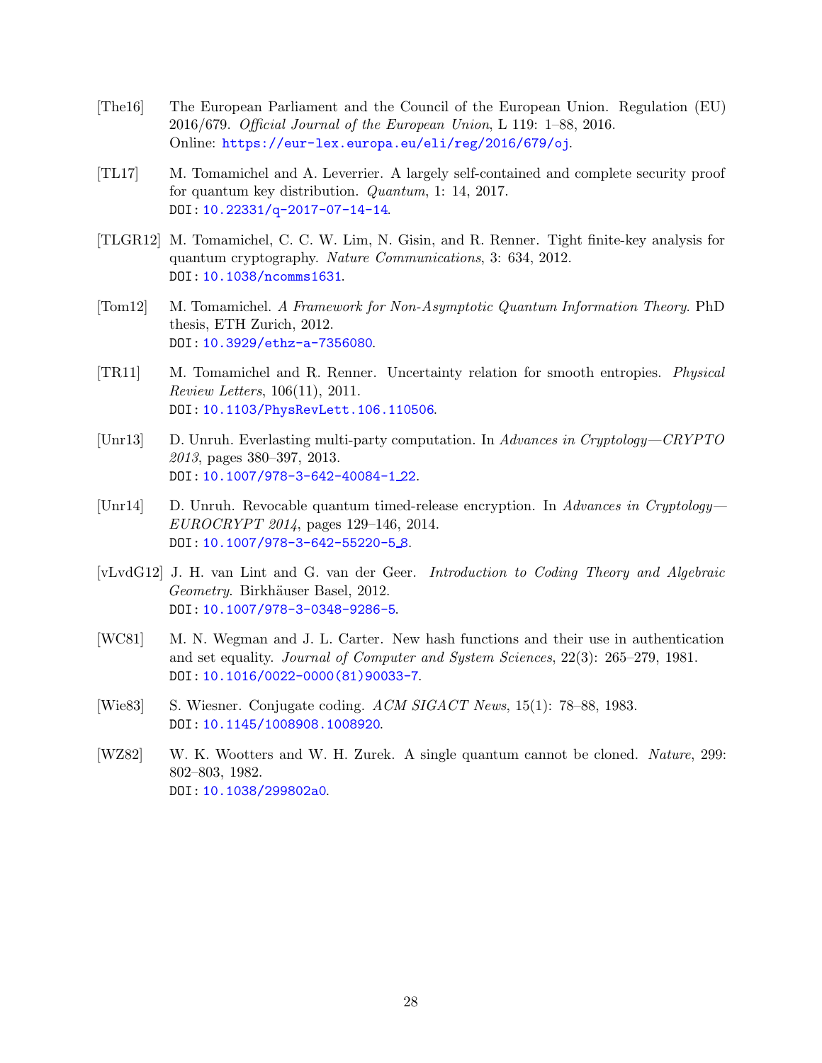[The16] The European Parliament and the Council of the European Union. Regulation (EU) 2016/679. *Official Journal of the European Union*, L 119: 1–88, 2016.
Online: https://eur-lex.europa.eu/eli/reg/2016/679/oj.

[TL17] M. Tomamichel and A. Leverrier. A largely self-contained and complete security proof for quantum key distribution. *Quantum*, 1: 14, 2017.
DOI: 10.22331/q-2017-07-14-14.

[TLGR12] M. Tomamichel, C. C. W. Lim, N. Gisin, and R. Renner. Tight finite-key analysis for quantum cryptography. *Nature Communications*, 3: 634, 2012.
DOI: 10.1038/ncomms1631.

[Tom12] M. Tomamichel. *A Framework for Non-Asymptotic Quantum Information Theory*. PhD thesis, ETH Zurich, 2012.
DOI: 10.3929/ethz-a-7356080.

[TR11] M. Tomamichel and R. Renner. Uncertainty relation for smooth entropies. *Physical Review Letters*, 106(11), 2011.
DOI: 10.1103/PhysRevLett.106.110506.

[Unr13] D. Unruh. Everlasting multi-party computation. In *Advances in Cryptology—CRYPTO 2013*, pages 380–397, 2013.
DOI: 10.1007/978-3-642-40084-1_22.

[Unr14] D. Unruh. Revocable quantum timed-release encryption. In *Advances in Cryptology—EUROCRYPT 2014*, pages 129–146, 2014.
DOI: 10.1007/978-3-642-55220-5_8.

[vLvdG12] J. H. van Lint and G. van der Geer. *Introduction to Coding Theory and Algebraic Geometry*. Birkhäuser Basel, 2012.
DOI: 10.1007/978-3-0348-9286-5.

[WC81] M. N. Wegman and J. L. Carter. New hash functions and their use in authentication and set equality. *Journal of Computer and System Sciences*, 22(3): 265–279, 1981.
DOI: 10.1016/0022-0000(81)90033-7.

[Wie83] S. Wiesner. Conjugate coding. *ACM SIGACT News*, 15(1): 78–88, 1983.
DOI: 10.1145/1008908.1008920.

[WZ82] W. K. Wootters and W. H. Zurek. A single quantum cannot be cloned. *Nature*, 299: 802–803, 1982.
DOI: 10.1038/299802a0.